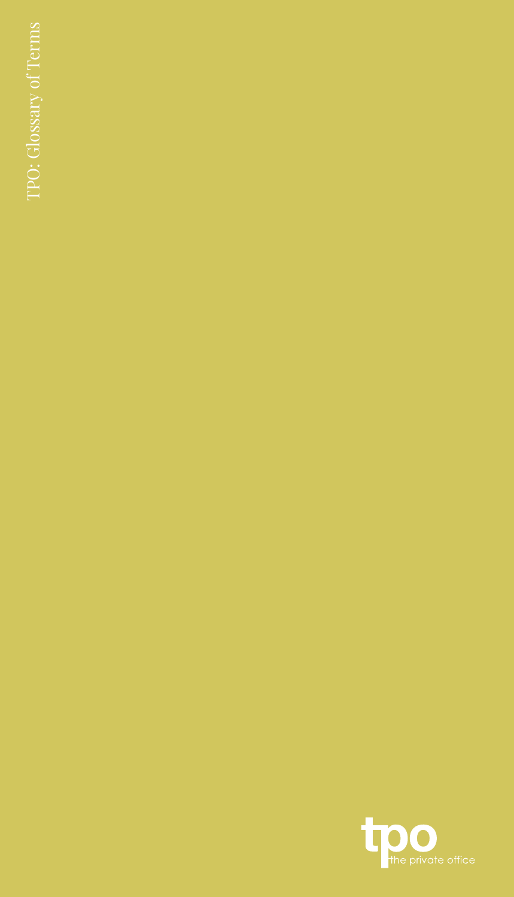# TPO: Glossary of Terms

tpo
the private office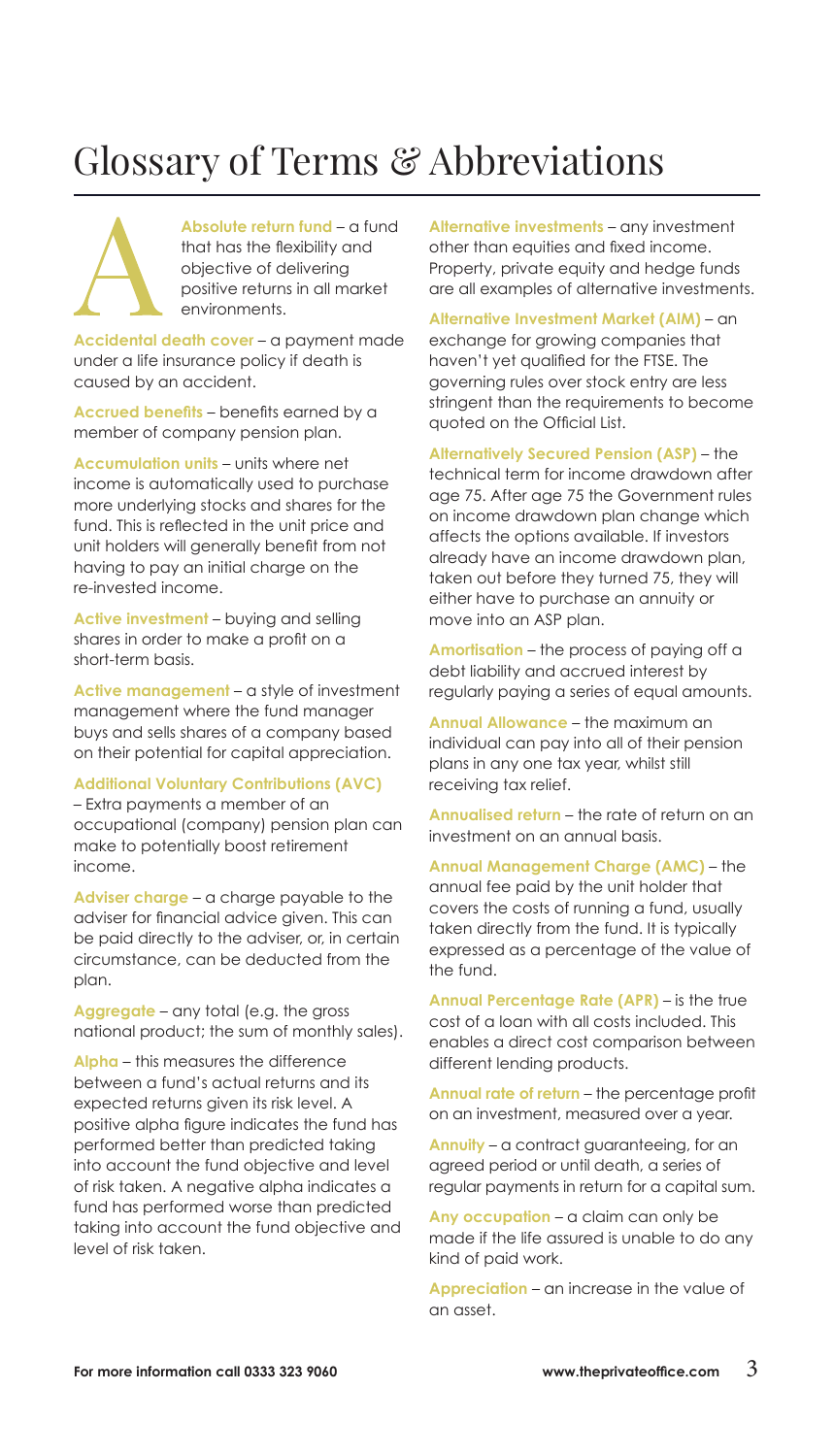# Glossary of Terms & Abbreviations

## A

**Absolute return fund** – a fund that has the flexibility and objective of delivering positive returns in all market environments.

**Accidental death cover** – a payment made under a life insurance policy if death is caused by an accident.

**Accrued benefits** – benefits earned by a member of company pension plan.

**Accumulation units** – units where net income is automatically used to purchase more underlying stocks and shares for the fund. This is reflected in the unit price and unit holders will generally benefit from not having to pay an initial charge on the re-invested income.

**Active investment** – buying and selling shares in order to make a profit on a short-term basis.

**Active management** – a style of investment management where the fund manager buys and sells shares of a company based on their potential for capital appreciation.

**Additional Voluntary Contributions (AVC)** – Extra payments a member of an occupational (company) pension plan can make to potentially boost retirement income.

**Adviser charge** – a charge payable to the adviser for financial advice given. This can be paid directly to the adviser, or, in certain circumstance, can be deducted from the plan.

**Aggregate** – any total (e.g. the gross national product; the sum of monthly sales).

**Alpha** – this measures the difference between a fund's actual returns and its expected returns given its risk level. A positive alpha figure indicates the fund has performed better than predicted taking into account the fund objective and level of risk taken. A negative alpha indicates a fund has performed worse than predicted taking into account the fund objective and level of risk taken.

**Alternative investments** – any investment other than equities and fixed income. Property, private equity and hedge funds are all examples of alternative investments.

**Alternative Investment Market (AIM)** – an exchange for growing companies that haven't yet qualified for the FTSE. The governing rules over stock entry are less stringent than the requirements to become quoted on the Official List.

**Alternatively Secured Pension (ASP)** – the technical term for income drawdown after age 75. After age 75 the Government rules on income drawdown plan change which affects the options available. If investors already have an income drawdown plan, taken out before they turned 75, they will either have to purchase an annuity or move into an ASP plan.

**Amortisation** – the process of paying off a debt liability and accrued interest by regularly paying a series of equal amounts.

**Annual Allowance** – the maximum an individual can pay into all of their pension plans in any one tax year, whilst still receiving tax relief.

**Annualised return** – the rate of return on an investment on an annual basis.

**Annual Management Charge (AMC)** – the annual fee paid by the unit holder that covers the costs of running a fund, usually taken directly from the fund. It is typically expressed as a percentage of the value of the fund.

**Annual Percentage Rate (APR)** – is the true cost of a loan with all costs included. This enables a direct cost comparison between different lending products.

**Annual rate of return** – the percentage profit on an investment, measured over a year.

**Annuity** – a contract guaranteeing, for an agreed period or until death, a series of regular payments in return for a capital sum.

**Any occupation** – a claim can only be made if the life assured is unable to do any kind of paid work.

**Appreciation** – an increase in the value of an asset.

For more information call 0333 323 9060 www.theprivateoffice.com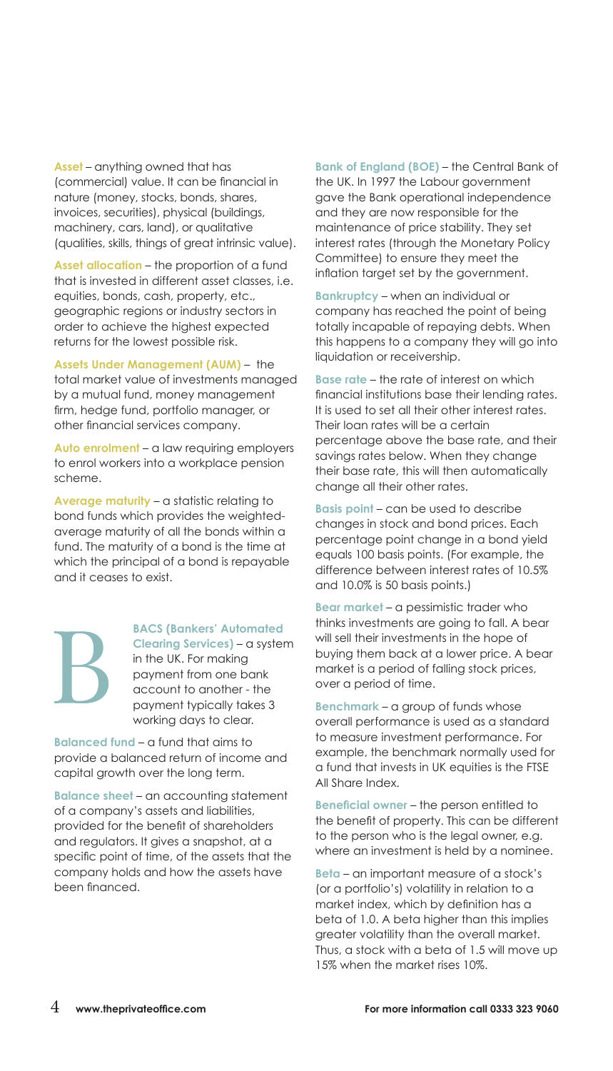**Asset** – anything owned that has (commercial) value. It can be financial in nature (money, stocks, bonds, shares, invoices, securities), physical (buildings, machinery, cars, land), or qualitative (qualities, skills, things of great intrinsic value).

**Asset allocation** – the proportion of a fund that is invested in different asset classes, i.e. equities, bonds, cash, property, etc., geographic regions or industry sectors in order to achieve the highest expected returns for the lowest possible risk.

**Assets Under Management (AUM)** – the total market value of investments managed by a mutual fund, money management firm, hedge fund, portfolio manager, or other financial services company.

**Auto enrolment** – a law requiring employers to enrol workers into a workplace pension scheme.

**Average maturity** – a statistic relating to bond funds which provides the weighted-average maturity of all the bonds within a fund. The maturity of a bond is the time at which the principal of a bond is repayable and it ceases to exist.

## B

**BACS (Bankers' Automated Clearing Services)** – a system in the UK. For making payment from one bank account to another - the payment typically takes 3 working days to clear.

**Balanced fund** – a fund that aims to provide a balanced return of income and capital growth over the long term.

**Balance sheet** – an accounting statement of a company's assets and liabilities, provided for the benefit of shareholders and regulators. It gives a snapshot, at a specific point of time, of the assets that the company holds and how the assets have been financed.

**Bank of England (BOE)** – the Central Bank of the UK. In 1997 the Labour government gave the Bank operational independence and they are now responsible for the maintenance of price stability. They set interest rates (through the Monetary Policy Committee) to ensure they meet the inflation target set by the government.

**Bankruptcy** – when an individual or company has reached the point of being totally incapable of repaying debts. When this happens to a company they will go into liquidation or receivership.

**Base rate** – the rate of interest on which financial institutions base their lending rates. It is used to set all their other interest rates. Their loan rates will be a certain percentage above the base rate, and their savings rates below. When they change their base rate, this will then automatically change all their other rates.

**Basis point** – can be used to describe changes in stock and bond prices. Each percentage point change in a bond yield equals 100 basis points. (For example, the difference between interest rates of 10.5% and 10.0% is 50 basis points.)

**Bear market** – a pessimistic trader who thinks investments are going to fall. A bear will sell their investments in the hope of buying them back at a lower price. A bear market is a period of falling stock prices, over a period of time.

**Benchmark** – a group of funds whose overall performance is used as a standard to measure investment performance. For example, the benchmark normally used for a fund that invests in UK equities is the FTSE All Share Index.

**Beneficial owner** – the person entitled to the benefit of property. This can be different to the person who is the legal owner, e.g. where an investment is held by a nominee.

**Beta** – an important measure of a stock's (or a portfolio's) volatility in relation to a market index, which by definition has a beta of 1.0. A beta higher than this implies greater volatility than the overall market. Thus, a stock with a beta of 1.5 will move up 15% when the market rises 10%.

**www.theprivateoffice.com** **For more information call 0333 323 9060**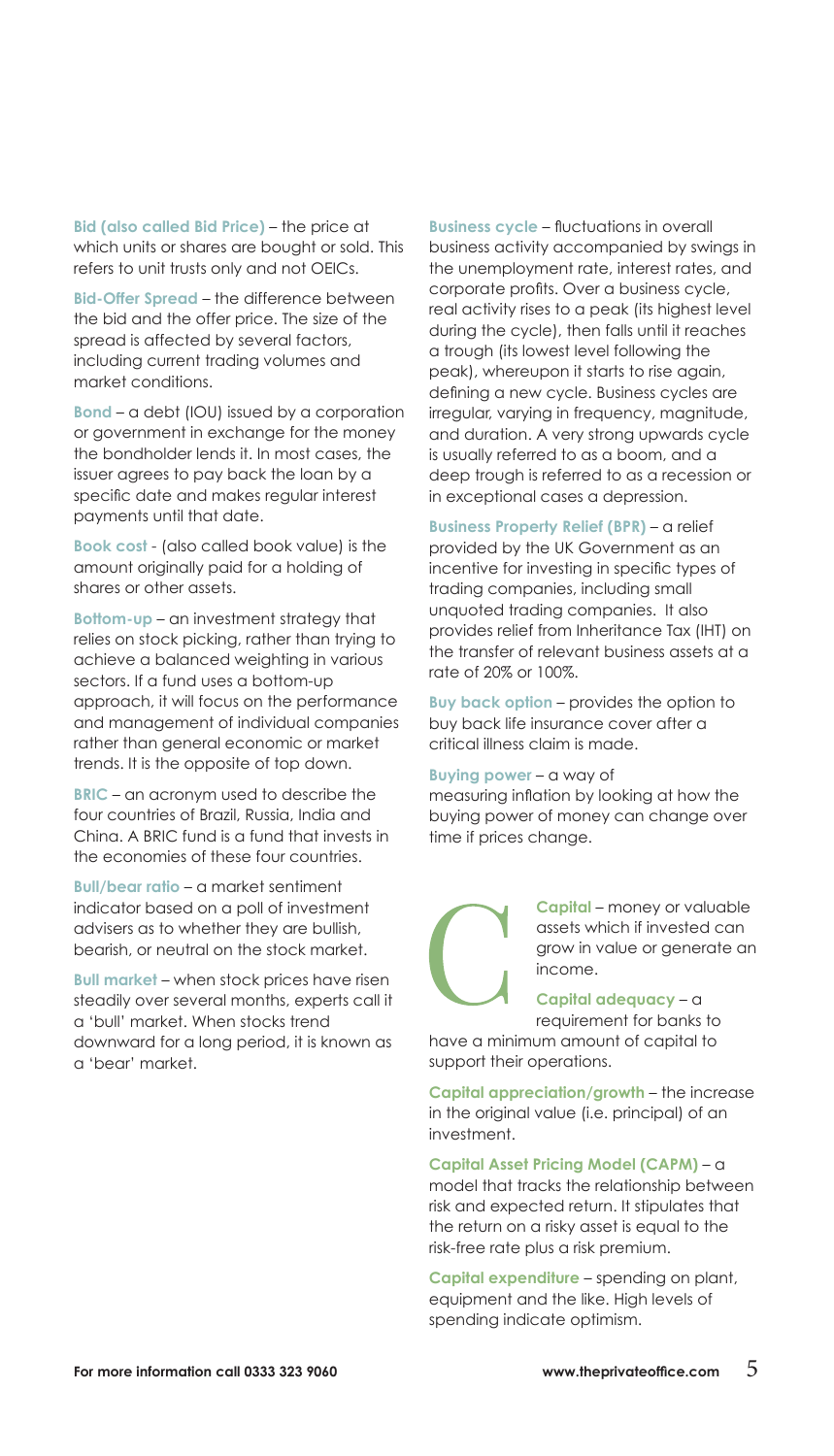**Bid (also called Bid Price)** – the price at which units or shares are bought or sold. This refers to unit trusts only and not OEICs.

**Bid-Offer Spread** – the difference between the bid and the offer price. The size of the spread is affected by several factors, including current trading volumes and market conditions.

**Bond** – a debt (IOU) issued by a corporation or government in exchange for the money the bondholder lends it. In most cases, the issuer agrees to pay back the loan by a specific date and makes regular interest payments until that date.

**Book cost** - (also called book value) is the amount originally paid for a holding of shares or other assets.

**Bottom-up** – an investment strategy that relies on stock picking, rather than trying to achieve a balanced weighting in various sectors. If a fund uses a bottom-up approach, it will focus on the performance and management of individual companies rather than general economic or market trends. It is the opposite of top down.

**BRIC** – an acronym used to describe the four countries of Brazil, Russia, India and China. A BRIC fund is a fund that invests in the economies of these four countries.

**Bull/bear ratio** – a market sentiment indicator based on a poll of investment advisers as to whether they are bullish, bearish, or neutral on the stock market.

**Bull market** – when stock prices have risen steadily over several months, experts call it a 'bull' market. When stocks trend downward for a long period, it is known as a 'bear' market.

**Business cycle** – fluctuations in overall business activity accompanied by swings in the unemployment rate, interest rates, and corporate profits. Over a business cycle, real activity rises to a peak (its highest level during the cycle), then falls until it reaches a trough (its lowest level following the peak), whereupon it starts to rise again, defining a new cycle. Business cycles are irregular, varying in frequency, magnitude, and duration. A very strong upwards cycle is usually referred to as a boom, and a deep trough is referred to as a recession or in exceptional cases a depression.

**Business Property Relief (BPR)** – a relief provided by the UK Government as an incentive for investing in specific types of trading companies, including small unquoted trading companies. It also provides relief from Inheritance Tax (IHT) on the transfer of relevant business assets at a rate of 20% or 100%.

**Buy back option** – provides the option to buy back life insurance cover after a critical illness claim is made.

**Buying power** – a way of measuring inflation by looking at how the buying power of money can change over time if prices change.

# C

**Capital** – money or valuable assets which if invested can grow in value or generate an income.

**Capital adequacy** – a requirement for banks to have a minimum amount of capital to support their operations.

**Capital appreciation/growth** – the increase in the original value (i.e. principal) of an investment.

**Capital Asset Pricing Model (CAPM)** – a model that tracks the relationship between risk and expected return. It stipulates that the return on a risky asset is equal to the risk-free rate plus a risk premium.

**Capital expenditure** – spending on plant, equipment and the like. High levels of spending indicate optimism.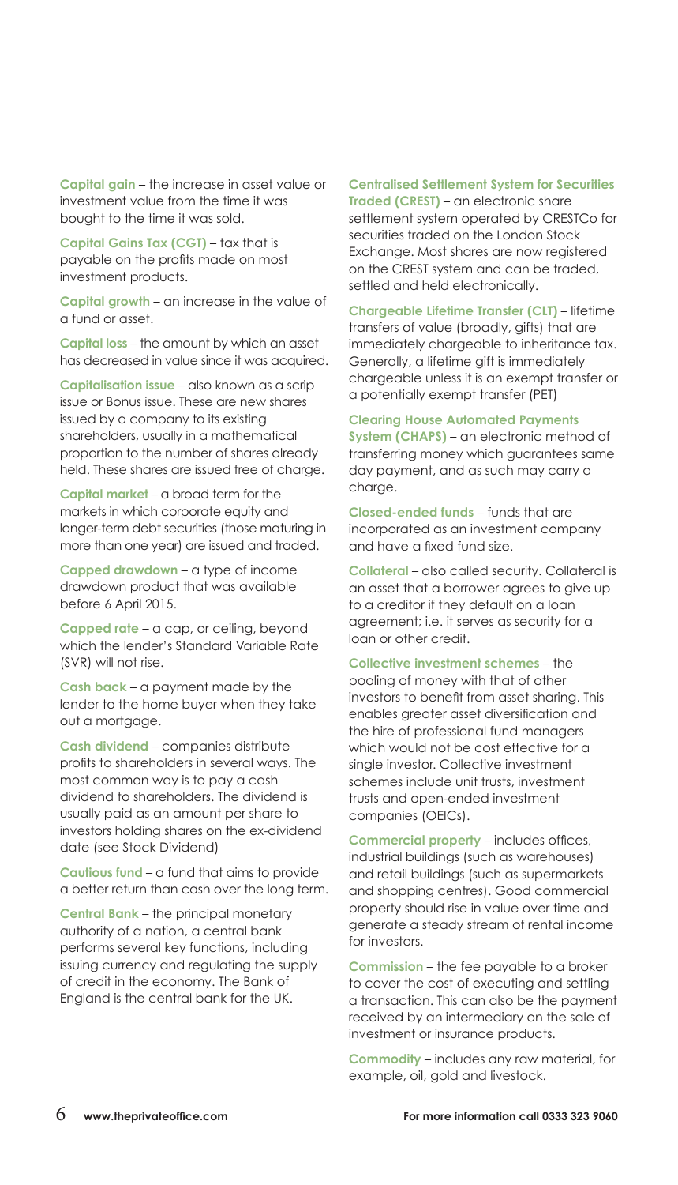**Capital gain** – the increase in asset value or investment value from the time it was bought to the time it was sold.

**Capital Gains Tax (CGT)** – tax that is payable on the profits made on most investment products.

**Capital growth** – an increase in the value of a fund or asset.

**Capital loss** – the amount by which an asset has decreased in value since it was acquired.

**Capitalisation issue** – also known as a scrip issue or Bonus issue. These are new shares issued by a company to its existing shareholders, usually in a mathematical proportion to the number of shares already held. These shares are issued free of charge.

**Capital market** – a broad term for the markets in which corporate equity and longer-term debt securities (those maturing in more than one year) are issued and traded.

**Capped drawdown** – a type of income drawdown product that was available before 6 April 2015.

**Capped rate** – a cap, or ceiling, beyond which the lender's Standard Variable Rate (SVR) will not rise.

**Cash back** – a payment made by the lender to the home buyer when they take out a mortgage.

**Cash dividend** – companies distribute profits to shareholders in several ways. The most common way is to pay a cash dividend to shareholders. The dividend is usually paid as an amount per share to investors holding shares on the ex-dividend date (see Stock Dividend)

**Cautious fund** – a fund that aims to provide a better return than cash over the long term.

**Central Bank** – the principal monetary authority of a nation, a central bank performs several key functions, including issuing currency and regulating the supply of credit in the economy. The Bank of England is the central bank for the UK.

**Centralised Settlement System for Securities Traded (CREST)** – an electronic share settlement system operated by CRESTCo for securities traded on the London Stock Exchange. Most shares are now registered on the CREST system and can be traded, settled and held electronically.

**Chargeable Lifetime Transfer (CLT)** – lifetime transfers of value (broadly, gifts) that are immediately chargeable to inheritance tax. Generally, a lifetime gift is immediately chargeable unless it is an exempt transfer or a potentially exempt transfer (PET)

**Clearing House Automated Payments System (CHAPS)** – an electronic method of transferring money which guarantees same day payment, and as such may carry a charge.

**Closed-ended funds** – funds that are incorporated as an investment company and have a fixed fund size.

**Collateral** – also called security. Collateral is an asset that a borrower agrees to give up to a creditor if they default on a loan agreement; i.e. it serves as security for a loan or other credit.

**Collective investment schemes** – the pooling of money with that of other investors to benefit from asset sharing. This enables greater asset diversification and the hire of professional fund managers which would not be cost effective for a single investor. Collective investment schemes include unit trusts, investment trusts and open-ended investment companies (OEICs).

**Commercial property** – includes offices, industrial buildings (such as warehouses) and retail buildings (such as supermarkets and shopping centres). Good commercial property should rise in value over time and generate a steady stream of rental income for investors.

**Commission** – the fee payable to a broker to cover the cost of executing and settling a transaction. This can also be the payment received by an intermediary on the sale of investment or insurance products.

**Commodity** – includes any raw material, for example, oil, gold and livestock.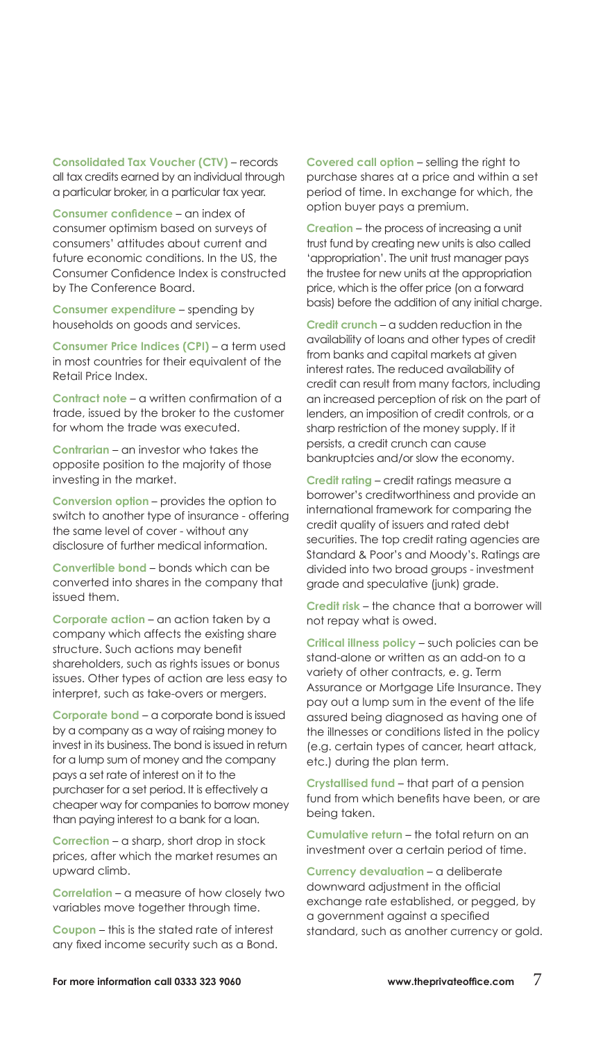**Consolidated Tax Voucher (CTV)** – records all tax credits earned by an individual through a particular broker, in a particular tax year.

**Consumer confidence** – an index of consumer optimism based on surveys of consumers' attitudes about current and future economic conditions. In the US, the Consumer Confidence Index is constructed by The Conference Board.

**Consumer expenditure** – spending by households on goods and services.

**Consumer Price Indices (CPI)** – a term used in most countries for their equivalent of the Retail Price Index.

**Contract note** – a written confirmation of a trade, issued by the broker to the customer for whom the trade was executed.

**Contrarian** – an investor who takes the opposite position to the majority of those investing in the market.

**Conversion option** – provides the option to switch to another type of insurance - offering the same level of cover - without any disclosure of further medical information.

**Convertible bond** – bonds which can be converted into shares in the company that issued them.

**Corporate action** – an action taken by a company which affects the existing share structure. Such actions may benefit shareholders, such as rights issues or bonus issues. Other types of action are less easy to interpret, such as take-overs or mergers.

**Corporate bond** – a corporate bond is issued by a company as a way of raising money to invest in its business. The bond is issued in return for a lump sum of money and the company pays a set rate of interest on it to the purchaser for a set period. It is effectively a cheaper way for companies to borrow money than paying interest to a bank for a loan.

**Correction** – a sharp, short drop in stock prices, after which the market resumes an upward climb.

**Correlation** – a measure of how closely two variables move together through time.

**Coupon** – this is the stated rate of interest any fixed income security such as a Bond.

**Covered call option** – selling the right to purchase shares at a price and within a set period of time. In exchange for which, the option buyer pays a premium.

**Creation** – the process of increasing a unit trust fund by creating new units is also called 'appropriation'. The unit trust manager pays the trustee for new units at the appropriation price, which is the offer price (on a forward basis) before the addition of any initial charge.

**Credit crunch** – a sudden reduction in the availability of loans and other types of credit from banks and capital markets at given interest rates. The reduced availability of credit can result from many factors, including an increased perception of risk on the part of lenders, an imposition of credit controls, or a sharp restriction of the money supply. If it persists, a credit crunch can cause bankruptcies and/or slow the economy.

**Credit rating** – credit ratings measure a borrower's creditworthiness and provide an international framework for comparing the credit quality of issuers and rated debt securities. The top credit rating agencies are Standard & Poor's and Moody's. Ratings are divided into two broad groups - investment grade and speculative (junk) grade.

**Credit risk** – the chance that a borrower will not repay what is owed.

**Critical illness policy** – such policies can be stand-alone or written as an add-on to a variety of other contracts, e. g. Term Assurance or Mortgage Life Insurance. They pay out a lump sum in the event of the life assured being diagnosed as having one of the illnesses or conditions listed in the policy (e.g. certain types of cancer, heart attack, etc.) during the plan term.

**Crystallised fund** – that part of a pension fund from which benefits have been, or are being taken.

**Cumulative return** – the total return on an investment over a certain period of time.

**Currency devaluation** – a deliberate downward adjustment in the official exchange rate established, or pegged, by a government against a specified standard, such as another currency or gold.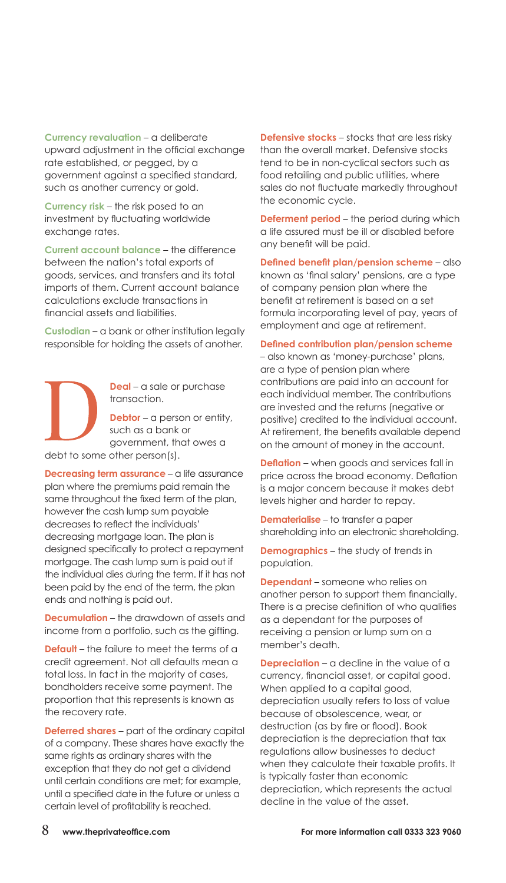**Currency revaluation** – a deliberate upward adjustment in the official exchange rate established, or pegged, by a government against a specified standard, such as another currency or gold.

**Currency risk** – the risk posed to an investment by fluctuating worldwide exchange rates.

**Current account balance** – the difference between the nation's total exports of goods, services, and transfers and its total imports of them. Current account balance calculations exclude transactions in financial assets and liabilities.

**Custodian** – a bank or other institution legally responsible for holding the assets of another.

# D

**Deal** – a sale or purchase transaction.

**Debtor** – a person or entity, such as a bank or government, that owes a debt to some other person(s).

**Decreasing term assurance** – a life assurance plan where the premiums paid remain the same throughout the fixed term of the plan, however the cash lump sum payable decreases to reflect the individuals' decreasing mortgage loan. The plan is designed specifically to protect a repayment mortgage. The cash lump sum is paid out if the individual dies during the term. If it has not been paid by the end of the term, the plan ends and nothing is paid out.

**Decumulation** – the drawdown of assets and income from a portfolio, such as the gifting.

**Default** – the failure to meet the terms of a credit agreement. Not all defaults mean a total loss. In fact in the majority of cases, bondholders receive some payment. The proportion that this represents is known as the recovery rate.

**Deferred shares** – part of the ordinary capital of a company. These shares have exactly the same rights as ordinary shares with the exception that they do not get a dividend until certain conditions are met; for example, until a specified date in the future or unless a certain level of profitability is reached.

**Defensive stocks** – stocks that are less risky than the overall market. Defensive stocks tend to be in non-cyclical sectors such as food retailing and public utilities, where sales do not fluctuate markedly throughout the economic cycle.

**Deferment period** – the period during which a life assured must be ill or disabled before any benefit will be paid.

**Defined benefit plan/pension scheme** – also known as 'final salary' pensions, are a type of company pension plan where the benefit at retirement is based on a set formula incorporating level of pay, years of employment and age at retirement.

**Defined contribution plan/pension scheme** – also known as 'money-purchase' plans, are a type of pension plan where contributions are paid into an account for each individual member. The contributions are invested and the returns (negative or positive) credited to the individual account. At retirement, the benefits available depend on the amount of money in the account.

**Deflation** – when goods and services fall in price across the broad economy. Deflation is a major concern because it makes debt levels higher and harder to repay.

**Dematerialise** – to transfer a paper shareholding into an electronic shareholding.

**Demographics** – the study of trends in population.

**Dependant** – someone who relies on another person to support them financially. There is a precise definition of who qualifies as a dependant for the purposes of receiving a pension or lump sum on a member's death.

**Depreciation** – a decline in the value of a currency, financial asset, or capital good. When applied to a capital good, depreciation usually refers to loss of value because of obsolescence, wear, or destruction (as by fire or flood). Book depreciation is the depreciation that tax regulations allow businesses to deduct when they calculate their taxable profits. It is typically faster than economic depreciation, which represents the actual decline in the value of the asset.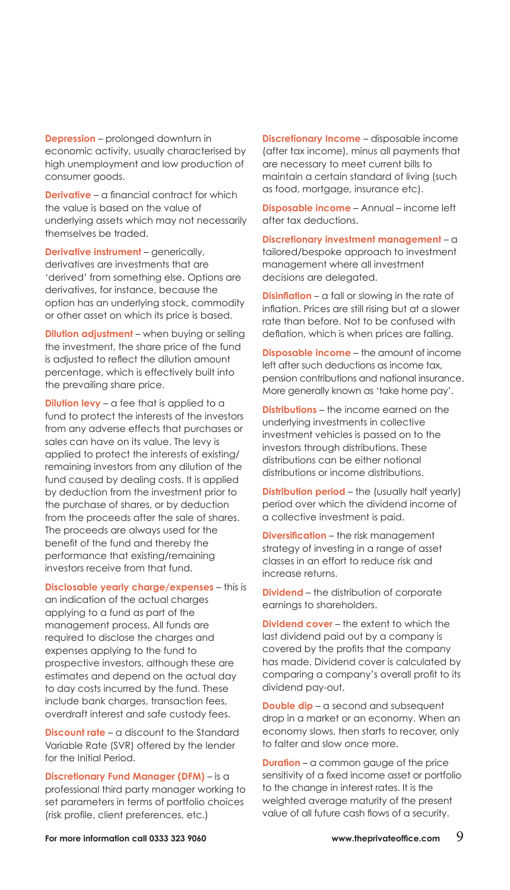**Depression** – prolonged downturn in economic activity, usually characterised by high unemployment and low production of consumer goods.

**Derivative** – a financial contract for which the value is based on the value of underlying assets which may not necessarily themselves be traded.

**Derivative instrument** – generically, derivatives are investments that are 'derived' from something else. Options are derivatives, for instance, because the option has an underlying stock, commodity or other asset on which its price is based.

**Dilution adjustment** – when buying or selling the investment, the share price of the fund is adjusted to reflect the dilution amount percentage, which is effectively built into the prevailing share price.

**Dilution levy** – a fee that is applied to a fund to protect the interests of the investors from any adverse effects that purchases or sales can have on its value. The levy is applied to protect the interests of existing/remaining investors from any dilution of the fund caused by dealing costs. It is applied by deduction from the investment prior to the purchase of shares, or by deduction from the proceeds after the sale of shares. The proceeds are always used for the benefit of the fund and thereby the performance that existing/remaining investors receive from that fund.

**Disclosable yearly charge/expenses** – this is an indication of the actual charges applying to a fund as part of the management process. All funds are required to disclose the charges and expenses applying to the fund to prospective investors, although these are estimates and depend on the actual day to day costs incurred by the fund. These include bank charges, transaction fees, overdraft interest and safe custody fees.

**Discount rate** – a discount to the Standard Variable Rate (SVR) offered by the lender for the Initial Period.

**Discretionary Fund Manager (DFM)** – is a professional third party manager working to set parameters in terms of portfolio choices (risk profile, client preferences, etc.)

**Discretionary Income** – disposable income (after tax income), minus all payments that are necessary to meet current bills to maintain a certain standard of living (such as food, mortgage, insurance etc).

**Disposable income** – Annual – income left after tax deductions.

**Discretionary investment management** – a tailored/bespoke approach to investment management where all investment decisions are delegated.

**Disinflation** – a fall or slowing in the rate of inflation. Prices are still rising but at a slower rate than before. Not to be confused with deflation, which is when prices are falling.

**Disposable income** – the amount of income left after such deductions as income tax, pension contributions and national insurance. More generally known as 'take home pay'.

**Distributions** – the income earned on the underlying investments in collective investment vehicles is passed on to the investors through distributions. These distributions can be either notional distributions or income distributions.

**Distribution period** – the (usually half yearly) period over which the dividend income of a collective investment is paid.

**Diversification** – the risk management strategy of investing in a range of asset classes in an effort to reduce risk and increase returns.

**Dividend** – the distribution of corporate earnings to shareholders.

**Dividend cover** – the extent to which the last dividend paid out by a company is covered by the profits that the company has made. Dividend cover is calculated by comparing a company's overall profit to its dividend pay-out.

**Double dip** – a second and subsequent drop in a market or an economy. When an economy slows, then starts to recover, only to falter and slow once more.

**Duration** – a common gauge of the price sensitivity of a fixed income asset or portfolio to the change in interest rates. It is the weighted average maturity of the present value of all future cash flows of a security.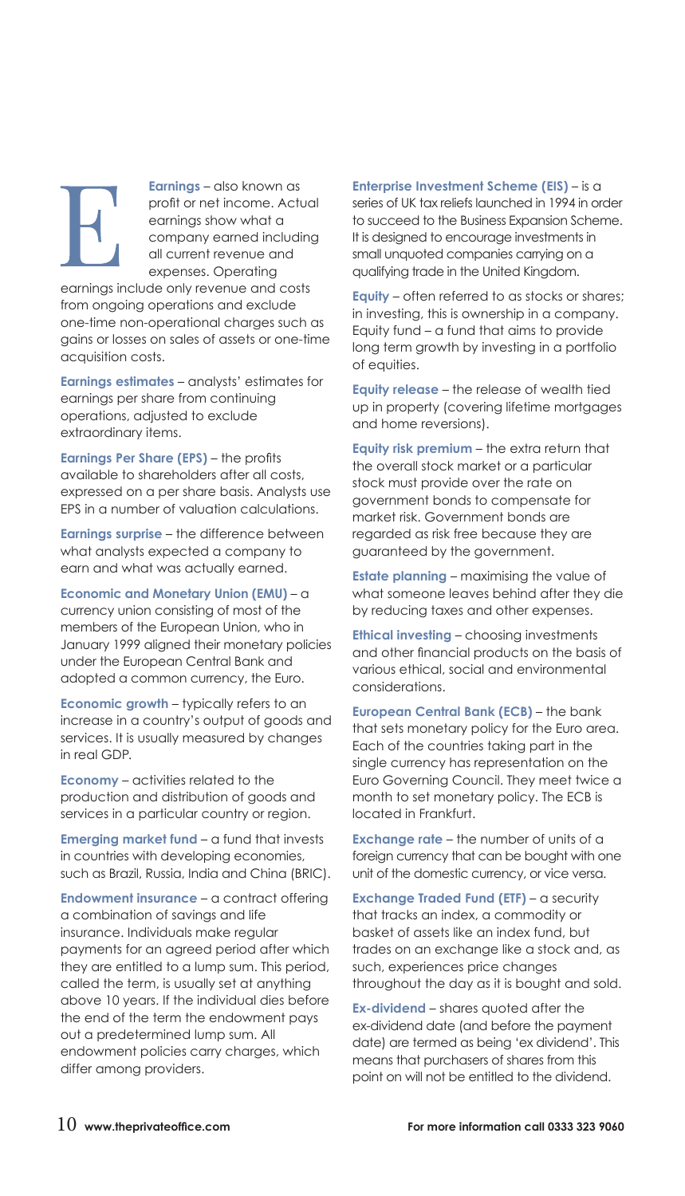# E

**Earnings** – also known as profit or net income. Actual earnings show what a company earned including all current revenue and expenses. Operating earnings include only revenue and costs from ongoing operations and exclude one-time non-operational charges such as gains or losses on sales of assets or one-time acquisition costs.

**Earnings estimates** – analysts' estimates for earnings per share from continuing operations, adjusted to exclude extraordinary items.

**Earnings Per Share (EPS)** – the profits available to shareholders after all costs, expressed on a per share basis. Analysts use EPS in a number of valuation calculations.

**Earnings surprise** – the difference between what analysts expected a company to earn and what was actually earned.

**Economic and Monetary Union (EMU)** – a currency union consisting of most of the members of the European Union, who in January 1999 aligned their monetary policies under the European Central Bank and adopted a common currency, the Euro.

**Economic growth** – typically refers to an increase in a country's output of goods and services. It is usually measured by changes in real GDP.

**Economy** – activities related to the production and distribution of goods and services in a particular country or region.

**Emerging market fund** – a fund that invests in countries with developing economies, such as Brazil, Russia, India and China (BRIC).

**Endowment insurance** – a contract offering a combination of savings and life insurance. Individuals make regular payments for an agreed period after which they are entitled to a lump sum. This period, called the term, is usually set at anything above 10 years. If the individual dies before the end of the term the endowment pays out a predetermined lump sum. All endowment policies carry charges, which differ among providers.

**Enterprise Investment Scheme (EIS)** – is a series of UK tax reliefs launched in 1994 in order to succeed to the Business Expansion Scheme. It is designed to encourage investments in small unquoted companies carrying on a qualifying trade in the United Kingdom.

**Equity** – often referred to as stocks or shares; in investing, this is ownership in a company. Equity fund – a fund that aims to provide long term growth by investing in a portfolio of equities.

**Equity release** – the release of wealth tied up in property (covering lifetime mortgages and home reversions).

**Equity risk premium** – the extra return that the overall stock market or a particular stock must provide over the rate on government bonds to compensate for market risk. Government bonds are regarded as risk free because they are guaranteed by the government.

**Estate planning** – maximising the value of what someone leaves behind after they die by reducing taxes and other expenses.

**Ethical investing** – choosing investments and other financial products on the basis of various ethical, social and environmental considerations.

**European Central Bank (ECB)** – the bank that sets monetary policy for the Euro area. Each of the countries taking part in the single currency has representation on the Euro Governing Council. They meet twice a month to set monetary policy. The ECB is located in Frankfurt.

**Exchange rate** – the number of units of a foreign currency that can be bought with one unit of the domestic currency, or vice versa.

**Exchange Traded Fund (ETF)** – a security that tracks an index, a commodity or basket of assets like an index fund, but trades on an exchange like a stock and, as such, experiences price changes throughout the day as it is bought and sold.

**Ex-dividend** – shares quoted after the ex-dividend date (and before the payment date) are termed as being 'ex dividend'. This means that purchasers of shares from this point on will not be entitled to the dividend.

www.theprivateoffice.com

For more information call 0333 323 9060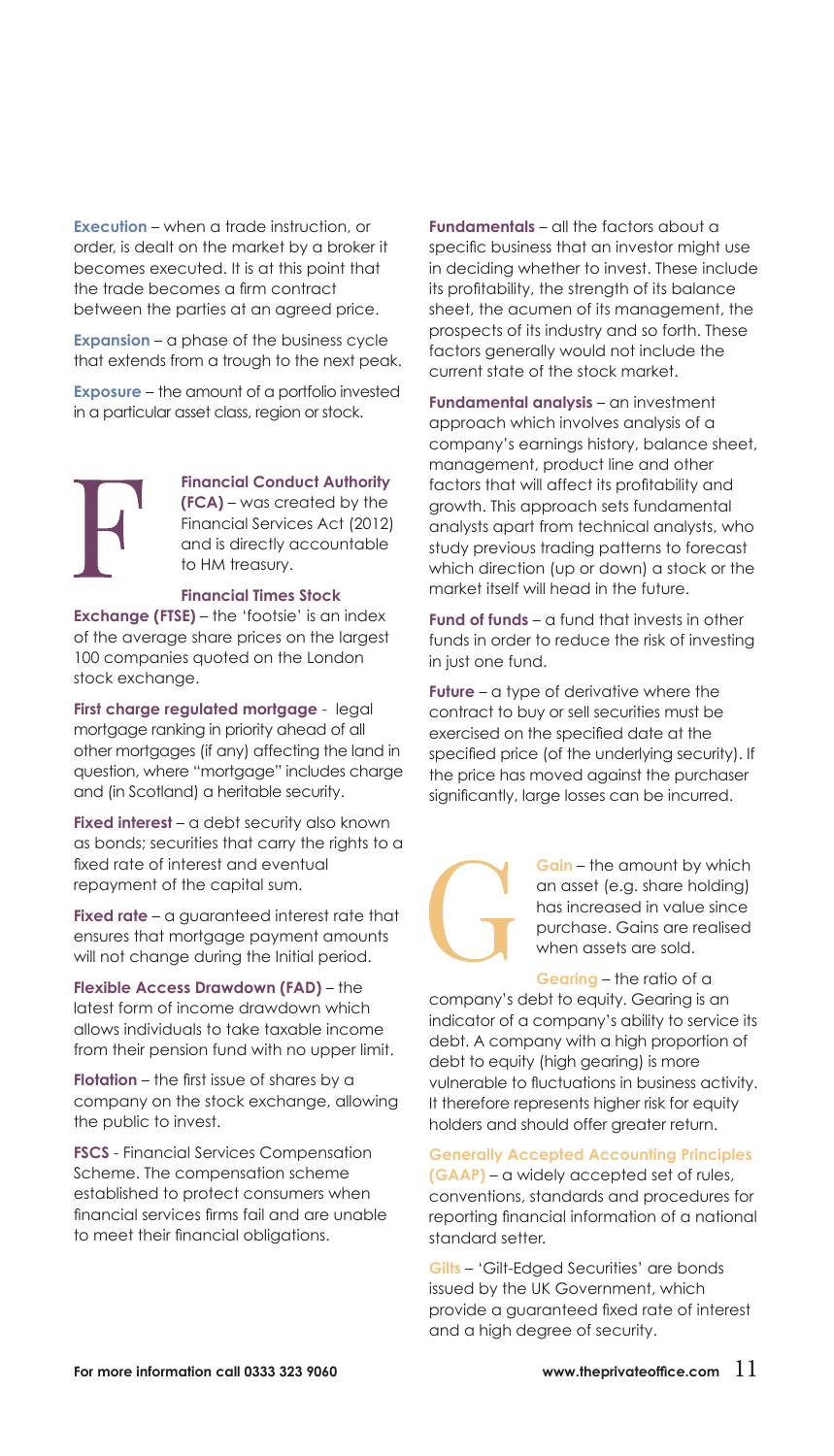**Execution** – when a trade instruction, or order, is dealt on the market by a broker it becomes executed. It is at this point that the trade becomes a firm contract between the parties at an agreed price.

**Expansion** – a phase of the business cycle that extends from a trough to the next peak.

**Exposure** – the amount of a portfolio invested in a particular asset class, region or stock.

# F

**Financial Conduct Authority (FCA)** – was created by the Financial Services Act (2012) and is directly accountable to HM treasury.

**Financial Times Stock Exchange (FTSE)** – the 'footsie' is an index of the average share prices on the largest 100 companies quoted on the London stock exchange.

**First charge regulated mortgage** - legal mortgage ranking in priority ahead of all other mortgages (if any) affecting the land in question, where "mortgage" includes charge and (in Scotland) a heritable security.

**Fixed interest** – a debt security also known as bonds; securities that carry the rights to a fixed rate of interest and eventual repayment of the capital sum.

**Fixed rate** – a guaranteed interest rate that ensures that mortgage payment amounts will not change during the Initial period.

**Flexible Access Drawdown (FAD)** – the latest form of income drawdown which allows individuals to take taxable income from their pension fund with no upper limit.

**Flotation** – the first issue of shares by a company on the stock exchange, allowing the public to invest.

**FSCS** - Financial Services Compensation Scheme. The compensation scheme established to protect consumers when financial services firms fail and are unable to meet their financial obligations.

**Fundamentals** – all the factors about a specific business that an investor might use in deciding whether to invest. These include its profitability, the strength of its balance sheet, the acumen of its management, the prospects of its industry and so forth. These factors generally would not include the current state of the stock market.

**Fundamental analysis** – an investment approach which involves analysis of a company's earnings history, balance sheet, management, product line and other factors that will affect its profitability and growth. This approach sets fundamental analysts apart from technical analysts, who study previous trading patterns to forecast which direction (up or down) a stock or the market itself will head in the future.

**Fund of funds** – a fund that invests in other funds in order to reduce the risk of investing in just one fund.

**Future** – a type of derivative where the contract to buy or sell securities must be exercised on the specified date at the specified price (of the underlying security). If the price has moved against the purchaser significantly, large losses can be incurred.

# G

**Gain** – the amount by which an asset (e.g. share holding) has increased in value since purchase. Gains are realised when assets are sold.

**Gearing** – the ratio of a company's debt to equity. Gearing is an indicator of a company's ability to service its debt. A company with a high proportion of debt to equity (high gearing) is more vulnerable to fluctuations in business activity. It therefore represents higher risk for equity holders and should offer greater return.

**Generally Accepted Accounting Principles (GAAP)** – a widely accepted set of rules, conventions, standards and procedures for reporting financial information of a national standard setter.

**Gilts** – 'Gilt-Edged Securities' are bonds issued by the UK Government, which provide a guaranteed fixed rate of interest and a high degree of security.

**For more information call 0333 323 9060** **www.theprivateoffice.com**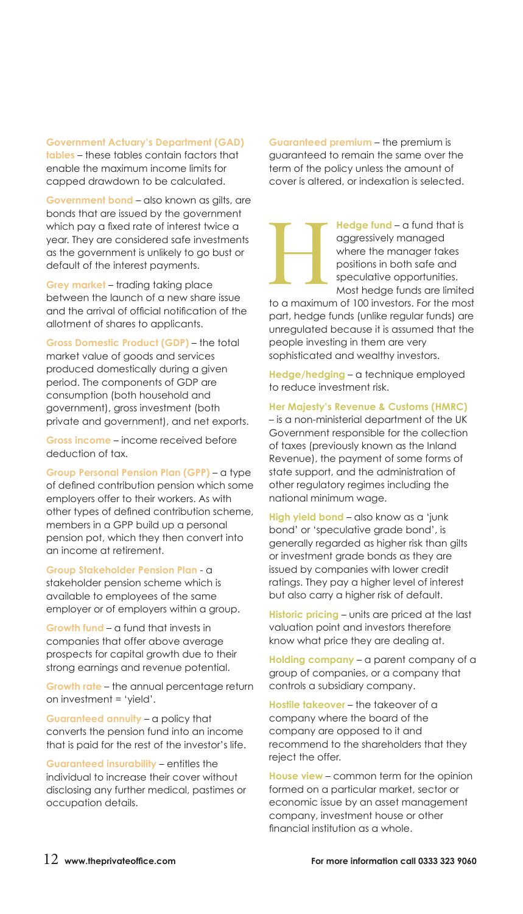**Government Actuary's Department (GAD) tables** – these tables contain factors that enable the maximum income limits for capped drawdown to be calculated.

**Government bond** – also known as gilts, are bonds that are issued by the government which pay a fixed rate of interest twice a year. They are considered safe investments as the government is unlikely to go bust or default of the interest payments.

**Grey market** – trading taking place between the launch of a new share issue and the arrival of official notification of the allotment of shares to applicants.

**Gross Domestic Product (GDP)** – the total market value of goods and services produced domestically during a given period. The components of GDP are consumption (both household and government), gross investment (both private and government), and net exports.

**Gross income** – income received before deduction of tax.

**Group Personal Pension Plan (GPP)** – a type of defined contribution pension which some employers offer to their workers. As with other types of defined contribution scheme, members in a GPP build up a personal pension pot, which they then convert into an income at retirement.

**Group Stakeholder Pension Plan** - a stakeholder pension scheme which is available to employees of the same employer or of employers within a group.

**Growth fund** – a fund that invests in companies that offer above average prospects for capital growth due to their strong earnings and revenue potential.

**Growth rate** – the annual percentage return on investment = 'yield'.

**Guaranteed annuity** – a policy that converts the pension fund into an income that is paid for the rest of the investor's life.

**Guaranteed insurability** – entitles the individual to increase their cover without disclosing any further medical, pastimes or occupation details.

**Guaranteed premium** – the premium is guaranteed to remain the same over the term of the policy unless the amount of cover is altered, or indexation is selected.

# H

**Hedge fund** – a fund that is aggressively managed where the manager takes positions in both safe and speculative opportunities. Most hedge funds are limited to a maximum of 100 investors. For the most part, hedge funds (unlike regular funds) are unregulated because it is assumed that the people investing in them are very sophisticated and wealthy investors.

**Hedge/hedging** – a technique employed to reduce investment risk.

**Her Majesty's Revenue & Customs (HMRC)** – is a non-ministerial department of the UK Government responsible for the collection of taxes (previously known as the Inland Revenue), the payment of some forms of state support, and the administration of other regulatory regimes including the national minimum wage.

**High yield bond** – also know as a 'junk bond' or 'speculative grade bond', is generally regarded as higher risk than gilts or investment grade bonds as they are issued by companies with lower credit ratings. They pay a higher level of interest but also carry a higher risk of default.

**Historic pricing** – units are priced at the last valuation point and investors therefore know what price they are dealing at.

**Holding company** – a parent company of a group of companies, or a company that controls a subsidiary company.

**Hostile takeover** – the takeover of a company where the board of the company are opposed to it and recommend to the shareholders that they reject the offer.

**House view** – common term for the opinion formed on a particular market, sector or economic issue by an asset management company, investment house or other financial institution as a whole.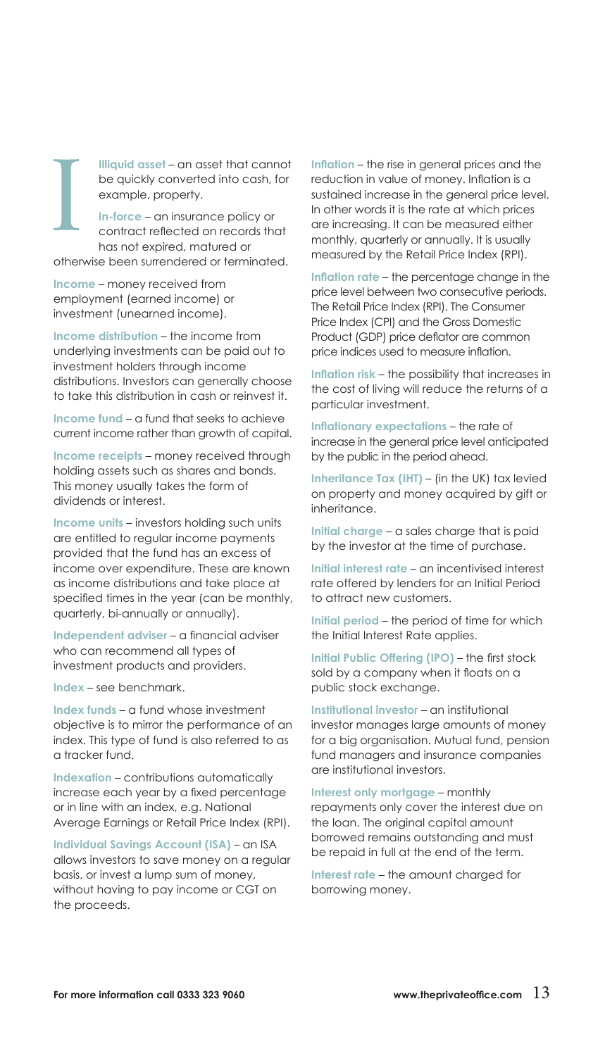# I

**Illiquid asset** – an asset that cannot be quickly converted into cash, for example, property.

**In-force** – an insurance policy or contract reflected on records that has not expired, matured or otherwise been surrendered or terminated.

**Income** – money received from employment (earned income) or investment (unearned income).

**Income distribution** – the income from underlying investments can be paid out to investment holders through income distributions. Investors can generally choose to take this distribution in cash or reinvest it.

**Income fund** – a fund that seeks to achieve current income rather than growth of capital.

**Income receipts** – money received through holding assets such as shares and bonds. This money usually takes the form of dividends or interest.

**Income units** – investors holding such units are entitled to regular income payments provided that the fund has an excess of income over expenditure. These are known as income distributions and take place at specified times in the year (can be monthly, quarterly, bi-annually or annually).

**Independent adviser** – a financial adviser who can recommend all types of investment products and providers.

**Index** – see benchmark.

**Index funds** – a fund whose investment objective is to mirror the performance of an index. This type of fund is also referred to as a tracker fund.

**Indexation** – contributions automatically increase each year by a fixed percentage or in line with an index, e.g. National Average Earnings or Retail Price Index (RPI).

**Individual Savings Account (ISA)** – an ISA allows investors to save money on a regular basis, or invest a lump sum of money, without having to pay income or CGT on the proceeds.

**Inflation** – the rise in general prices and the reduction in value of money. Inflation is a sustained increase in the general price level. In other words it is the rate at which prices are increasing. It can be measured either monthly, quarterly or annually. It is usually measured by the Retail Price Index (RPI).

**Inflation rate** – the percentage change in the price level between two consecutive periods. The Retail Price Index (RPI), The Consumer Price Index (CPI) and the Gross Domestic Product (GDP) price deflator are common price indices used to measure inflation.

**Inflation risk** – the possibility that increases in the cost of living will reduce the returns of a particular investment.

**Inflationary expectations** – the rate of increase in the general price level anticipated by the public in the period ahead.

**Inheritance Tax (IHT)** – (in the UK) tax levied on property and money acquired by gift or inheritance.

**Initial charge** – a sales charge that is paid by the investor at the time of purchase.

**Initial interest rate** – an incentivised interest rate offered by lenders for an Initial Period to attract new customers.

**Initial period** – the period of time for which the Initial Interest Rate applies.

**Initial Public Offering (IPO)** – the first stock sold by a company when it floats on a public stock exchange.

**Institutional investor** – an institutional investor manages large amounts of money for a big organisation. Mutual fund, pension fund managers and insurance companies are institutional investors.

**Interest only mortgage** – monthly repayments only cover the interest due on the loan. The original capital amount borrowed remains outstanding and must be repaid in full at the end of the term.

**Interest rate** – the amount charged for borrowing money.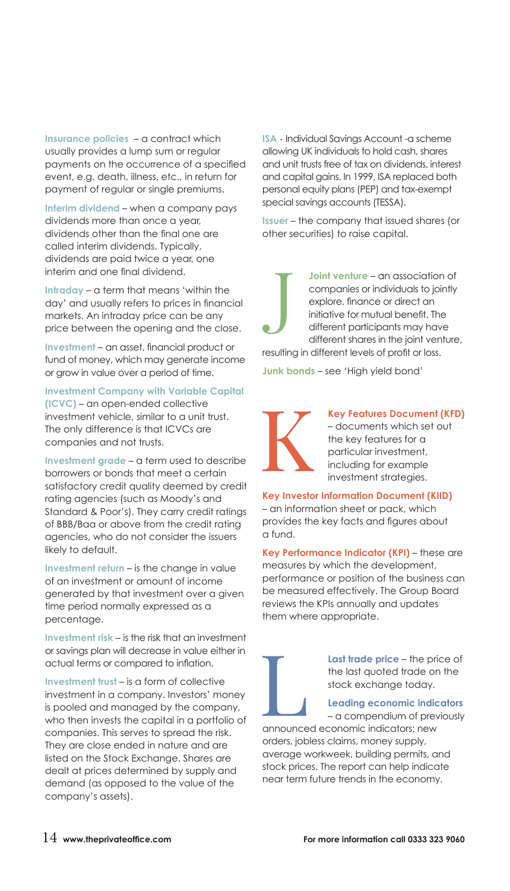**Insurance policies** – a contract which usually provides a lump sum or regular payments on the occurrence of a specified event, e.g. death, illness, etc., in return for payment of regular or single premiums.

**Interim dividend** – when a company pays dividends more than once a year, dividends other than the final one are called interim dividends. Typically, dividends are paid twice a year, one interim and one final dividend.

**Intraday** – a term that means 'within the day' and usually refers to prices in financial markets. An intraday price can be any price between the opening and the close.

**Investment** – an asset, financial product or fund of money, which may generate income or grow in value over a period of time.

**Investment Company with Variable Capital (ICVC)** – an open-ended collective investment vehicle, similar to a unit trust. The only difference is that ICVCs are companies and not trusts.

**Investment grade** – a term used to describe borrowers or bonds that meet a certain satisfactory credit quality deemed by credit rating agencies (such as Moody's and Standard & Poor's). They carry credit ratings of BBB/Baa or above from the credit rating agencies, who do not consider the issuers likely to default.

**Investment return** – is the change in value of an investment or amount of income generated by that investment over a given time period normally expressed as a percentage.

**Investment risk** – is the risk that an investment or savings plan will decrease in value either in actual terms or compared to inflation.

**Investment trust** – is a form of collective investment in a company. Investors' money is pooled and managed by the company, who then invests the capital in a portfolio of companies. This serves to spread the risk. They are close ended in nature and are listed on the Stock Exchange. Shares are dealt at prices determined by supply and demand (as opposed to the value of the company's assets).

**ISA** - Individual Savings Account -a scheme allowing UK individuals to hold cash, shares and unit trusts free of tax on dividends, interest and capital gains. In 1999, ISA replaced both personal equity plans (PEP) and tax-exempt special savings accounts (TESSA).

**Issuer** – the company that issued shares (or other securities) to raise capital.

## J

**Joint venture** – an association of companies or individuals to jointly explore, finance or direct an initiative for mutual benefit. The different participants may have different shares in the joint venture, resulting in different levels of profit or loss.

**Junk bonds** – see 'High yield bond'

## K

**Key Features Document (KFD)** – documents which set out the key features for a particular investment, including for example investment strategies.

**Key Investor Information Document (KIID)** – an information sheet or pack, which provides the key facts and figures about a fund.

**Key Performance Indicator (KPI)** – these are measures by which the development, performance or position of the business can be measured effectively. The Group Board reviews the KPIs annually and updates them where appropriate.

## L

**Last trade price** – the price of the last quoted trade on the stock exchange today.

**Leading economic indicators** – a compendium of previously announced economic indicators: new orders, jobless claims, money supply, average workweek, building permits, and stock prices. The report can help indicate near term future trends in the economy.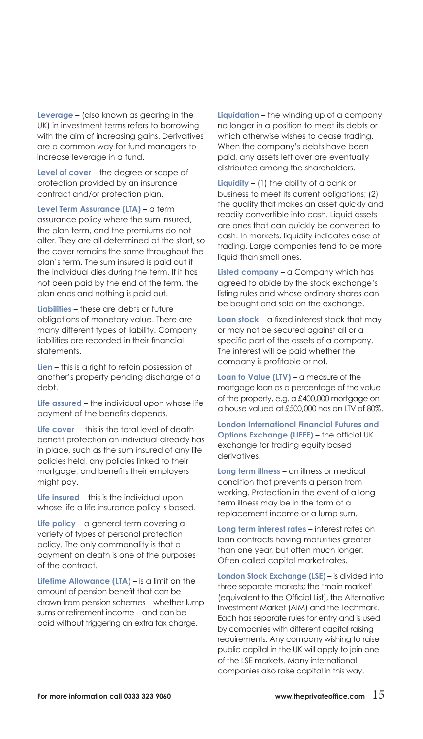**Leverage** – (also known as gearing in the UK) in investment terms refers to borrowing with the aim of increasing gains. Derivatives are a common way for fund managers to increase leverage in a fund.

**Level of cover** – the degree or scope of protection provided by an insurance contract and/or protection plan.

**Level Term Assurance (LTA)** – a term assurance policy where the sum insured, the plan term, and the premiums do not alter. They are all determined at the start, so the cover remains the same throughout the plan's term. The sum insured is paid out if the individual dies during the term. If it has not been paid by the end of the term, the plan ends and nothing is paid out.

**Liabilities** – these are debts or future obligations of monetary value. There are many different types of liability. Company liabilities are recorded in their financial statements.

**Lien** – this is a right to retain possession of another's property pending discharge of a debt.

**Life assured** – the individual upon whose life payment of the benefits depends.

**Life cover** – this is the total level of death benefit protection an individual already has in place, such as the sum insured of any life policies held, any policies linked to their mortgage, and benefits their employers might pay.

**Life insured** – this is the individual upon whose life a life insurance policy is based.

**Life policy** – a general term covering a variety of types of personal protection policy. The only commonality is that a payment on death is one of the purposes of the contract.

**Lifetime Allowance (LTA)** – is a limit on the amount of pension benefit that can be drawn from pension schemes – whether lump sums or retirement income – and can be paid without triggering an extra tax charge.

**Liquidation** – the winding up of a company no longer in a position to meet its debts or which otherwise wishes to cease trading. When the company's debts have been paid, any assets left over are eventually distributed among the shareholders.

**Liquidity** – (1) the ability of a bank or business to meet its current obligations; (2) the quality that makes an asset quickly and readily convertible into cash. Liquid assets are ones that can quickly be converted to cash. In markets, liquidity indicates ease of trading. Large companies tend to be more liquid than small ones.

**Listed company** – a Company which has agreed to abide by the stock exchange's listing rules and whose ordinary shares can be bought and sold on the exchange.

**Loan stock** – a fixed interest stock that may or may not be secured against all or a specific part of the assets of a company. The interest will be paid whether the company is profitable or not.

**Loan to Value (LTV)** – a measure of the mortgage loan as a percentage of the value of the property, e.g. a £400,000 mortgage on a house valued at £500,000 has an LTV of 80%.

**London International Financial Futures and Options Exchange (LIFFE)** – the official UK exchange for trading equity based derivatives.

**Long term illness** – an illness or medical condition that prevents a person from working. Protection in the event of a long term illness may be in the form of a replacement income or a lump sum.

**Long term interest rates** – interest rates on loan contracts having maturities greater than one year, but often much longer. Often called capital market rates.

**London Stock Exchange (LSE)** – is divided into three separate markets; the 'main market' (equivalent to the Official List), the Alternative Investment Market (AIM) and the Techmark. Each has separate rules for entry and is used by companies with different capital raising requirements. Any company wishing to raise public capital in the UK will apply to join one of the LSE markets. Many international companies also raise capital in this way.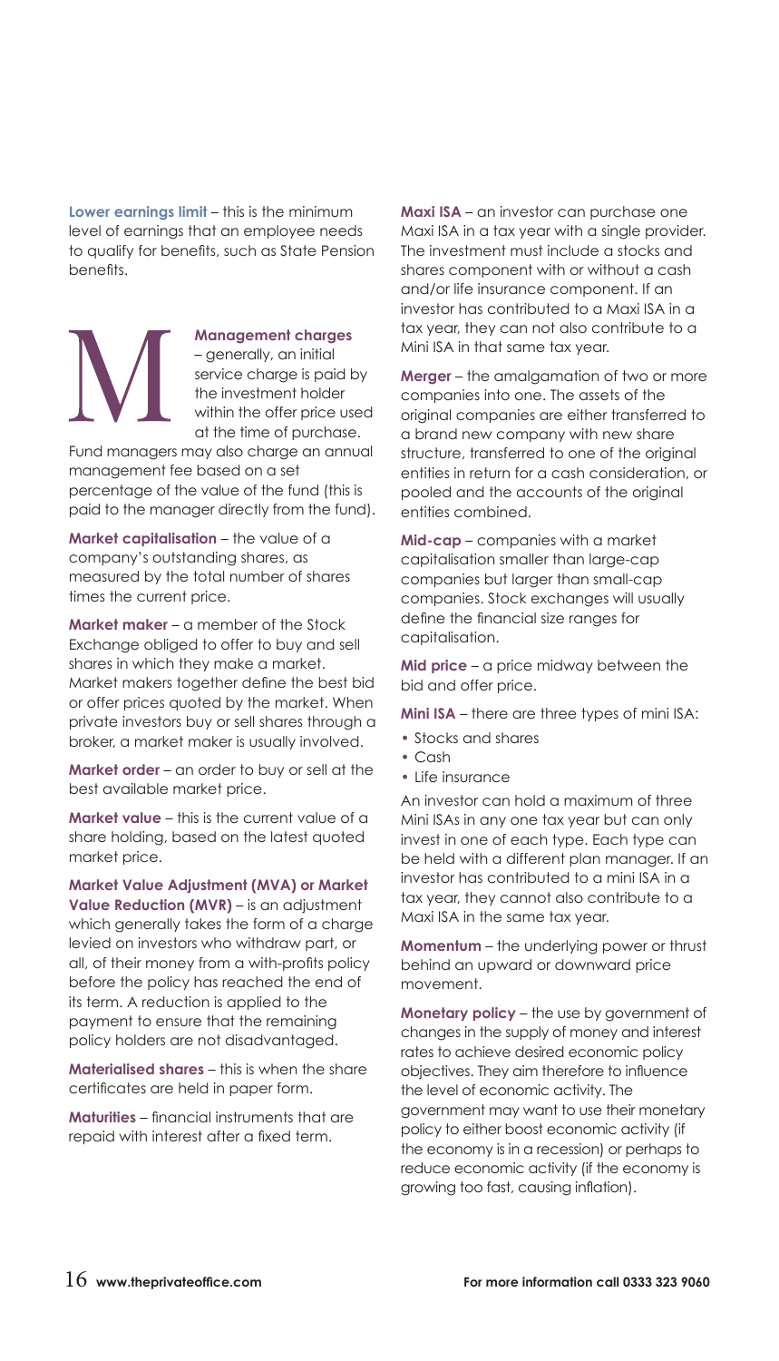**Lower earnings limit** – this is the minimum level of earnings that an employee needs to qualify for benefits, such as State Pension benefits.

# M

**Management charges** – generally, an initial service charge is paid by the investment holder within the offer price used at the time of purchase. Fund managers may also charge an annual management fee based on a set percentage of the value of the fund (this is paid to the manager directly from the fund).

**Market capitalisation** – the value of a company's outstanding shares, as measured by the total number of shares times the current price.

**Market maker** – a member of the Stock Exchange obliged to offer to buy and sell shares in which they make a market. Market makers together define the best bid or offer prices quoted by the market. When private investors buy or sell shares through a broker, a market maker is usually involved.

**Market order** – an order to buy or sell at the best available market price.

**Market value** – this is the current value of a share holding, based on the latest quoted market price.

**Market Value Adjustment (MVA) or Market Value Reduction (MVR)** – is an adjustment which generally takes the form of a charge levied on investors who withdraw part, or all, of their money from a with-profits policy before the policy has reached the end of its term. A reduction is applied to the payment to ensure that the remaining policy holders are not disadvantaged.

**Materialised shares** – this is when the share certificates are held in paper form.

**Maturities** – financial instruments that are repaid with interest after a fixed term.

**Maxi ISA** – an investor can purchase one Maxi ISA in a tax year with a single provider. The investment must include a stocks and shares component with or without a cash and/or life insurance component. If an investor has contributed to a Maxi ISA in a tax year, they can not also contribute to a Mini ISA in that same tax year.

**Merger** – the amalgamation of two or more companies into one. The assets of the original companies are either transferred to a brand new company with new share structure, transferred to one of the original entities in return for a cash consideration, or pooled and the accounts of the original entities combined.

**Mid-cap** – companies with a market capitalisation smaller than large-cap companies but larger than small-cap companies. Stock exchanges will usually define the financial size ranges for capitalisation.

**Mid price** – a price midway between the bid and offer price.

**Mini ISA** – there are three types of mini ISA:

- Stocks and shares
- Cash
- Life insurance

An investor can hold a maximum of three Mini ISAs in any one tax year but can only invest in one of each type. Each type can be held with a different plan manager. If an investor has contributed to a mini ISA in a tax year, they cannot also contribute to a Maxi ISA in the same tax year.

**Momentum** – the underlying power or thrust behind an upward or downward price movement.

**Monetary policy** – the use by government of changes in the supply of money and interest rates to achieve desired economic policy objectives. They aim therefore to influence the level of economic activity. The government may want to use their monetary policy to either boost economic activity (if the economy is in a recession) or perhaps to reduce economic activity (if the economy is growing too fast, causing inflation).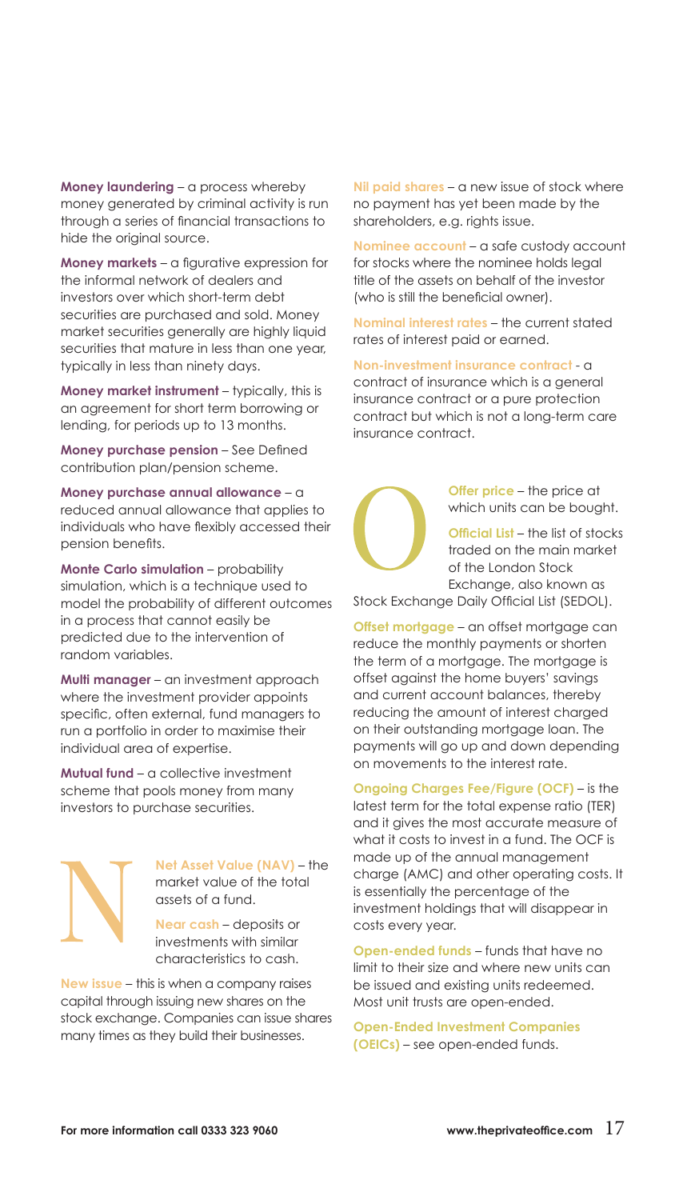**Money laundering** – a process whereby money generated by criminal activity is run through a series of financial transactions to hide the original source.

**Money markets** – a figurative expression for the informal network of dealers and investors over which short-term debt securities are purchased and sold. Money market securities generally are highly liquid securities that mature in less than one year, typically in less than ninety days.

**Money market instrument** – typically, this is an agreement for short term borrowing or lending, for periods up to 13 months.

**Money purchase pension** – See Defined contribution plan/pension scheme.

**Money purchase annual allowance** – a reduced annual allowance that applies to individuals who have flexibly accessed their pension benefits.

**Monte Carlo simulation** – probability simulation, which is a technique used to model the probability of different outcomes in a process that cannot easily be predicted due to the intervention of random variables.

**Multi manager** – an investment approach where the investment provider appoints specific, often external, fund managers to run a portfolio in order to maximise their individual area of expertise.

**Mutual fund** – a collective investment scheme that pools money from many investors to purchase securities.

## N

**Net Asset Value (NAV)** – the market value of the total assets of a fund.

**Near cash** – deposits or investments with similar characteristics to cash.

**New issue** – this is when a company raises capital through issuing new shares on the stock exchange. Companies can issue shares many times as they build their businesses.

**Nil paid shares** – a new issue of stock where no payment has yet been made by the shareholders, e.g. rights issue.

**Nominee account** – a safe custody account for stocks where the nominee holds legal title of the assets on behalf of the investor (who is still the beneficial owner).

**Nominal interest rates** – the current stated rates of interest paid or earned.

**Non-investment insurance contract** - a contract of insurance which is a general insurance contract or a pure protection contract but which is not a long-term care insurance contract.

## O

**Offer price** – the price at which units can be bought.

**Official List** – the list of stocks traded on the main market of the London Stock Exchange, also known as Stock Exchange Daily Official List (SEDOL).

**Offset mortgage** – an offset mortgage can reduce the monthly payments or shorten the term of a mortgage. The mortgage is offset against the home buyers' savings and current account balances, thereby reducing the amount of interest charged on their outstanding mortgage loan. The payments will go up and down depending on movements to the interest rate.

**Ongoing Charges Fee/Figure (OCF)** – is the latest term for the total expense ratio (TER) and it gives the most accurate measure of what it costs to invest in a fund. The OCF is made up of the annual management charge (AMC) and other operating costs. It is essentially the percentage of the investment holdings that will disappear in costs every year.

**Open-ended funds** – funds that have no limit to their size and where new units can be issued and existing units redeemed. Most unit trusts are open-ended.

**Open-Ended Investment Companies (OEICs)** – see open-ended funds.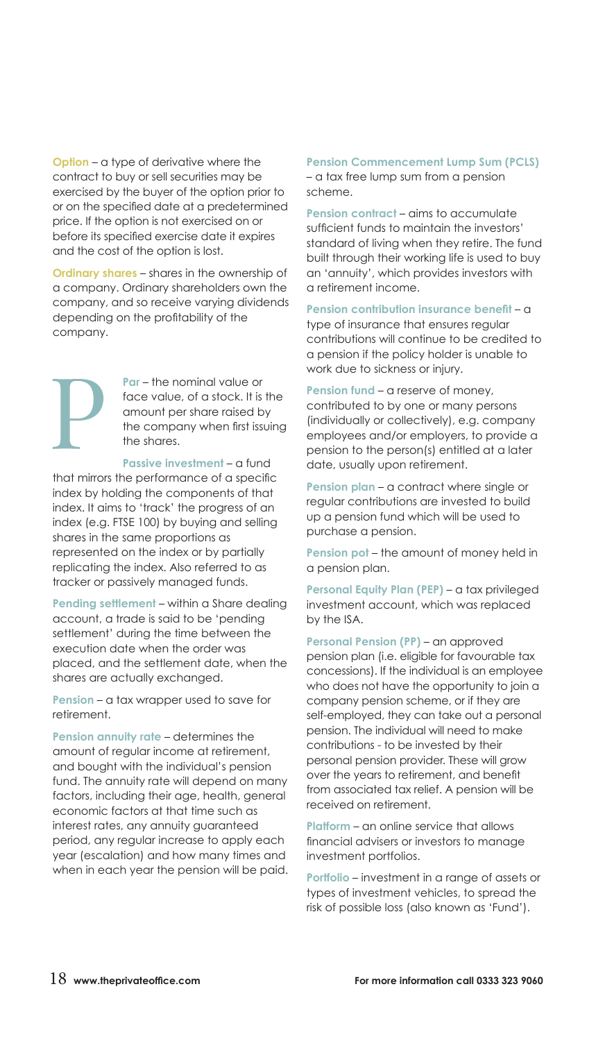**Option** – a type of derivative where the contract to buy or sell securities may be exercised by the buyer of the option prior to or on the specified date at a predetermined price. If the option is not exercised on or before its specified exercise date it expires and the cost of the option is lost.

**Ordinary shares** – shares in the ownership of a company. Ordinary shareholders own the company, and so receive varying dividends depending on the profitability of the company.

# P

**Par** – the nominal value or face value, of a stock. It is the amount per share raised by the company when first issuing the shares.

**Passive investment** – a fund that mirrors the performance of a specific index by holding the components of that index. It aims to 'track' the progress of an index (e.g. FTSE 100) by buying and selling shares in the same proportions as represented on the index or by partially replicating the index. Also referred to as tracker or passively managed funds.

**Pending settlement** – within a Share dealing account, a trade is said to be 'pending settlement' during the time between the execution date when the order was placed, and the settlement date, when the shares are actually exchanged.

**Pension** – a tax wrapper used to save for retirement.

**Pension annuity rate** – determines the amount of regular income at retirement, and bought with the individual's pension fund. The annuity rate will depend on many factors, including their age, health, general economic factors at that time such as interest rates, any annuity guaranteed period, any regular increase to apply each year (escalation) and how many times and when in each year the pension will be paid.

**Pension Commencement Lump Sum (PCLS)** – a tax free lump sum from a pension scheme.

**Pension contract** – aims to accumulate sufficient funds to maintain the investors' standard of living when they retire. The fund built through their working life is used to buy an 'annuity', which provides investors with a retirement income.

**Pension contribution insurance benefit** – a type of insurance that ensures regular contributions will continue to be credited to a pension if the policy holder is unable to work due to sickness or injury.

**Pension fund** – a reserve of money, contributed to by one or many persons (individually or collectively), e.g. company employees and/or employers, to provide a pension to the person(s) entitled at a later date, usually upon retirement.

**Pension plan** – a contract where single or regular contributions are invested to build up a pension fund which will be used to purchase a pension.

**Pension pot** – the amount of money held in a pension plan.

**Personal Equity Plan (PEP)** – a tax privileged investment account, which was replaced by the ISA.

**Personal Pension (PP)** – an approved pension plan (i.e. eligible for favourable tax concessions). If the individual is an employee who does not have the opportunity to join a company pension scheme, or if they are self-employed, they can take out a personal pension. The individual will need to make contributions - to be invested by their personal pension provider. These will grow over the years to retirement, and benefit from associated tax relief. A pension will be received on retirement.

**Platform** – an online service that allows financial advisers or investors to manage investment portfolios.

**Portfolio** – investment in a range of assets or types of investment vehicles, to spread the risk of possible loss (also known as 'Fund').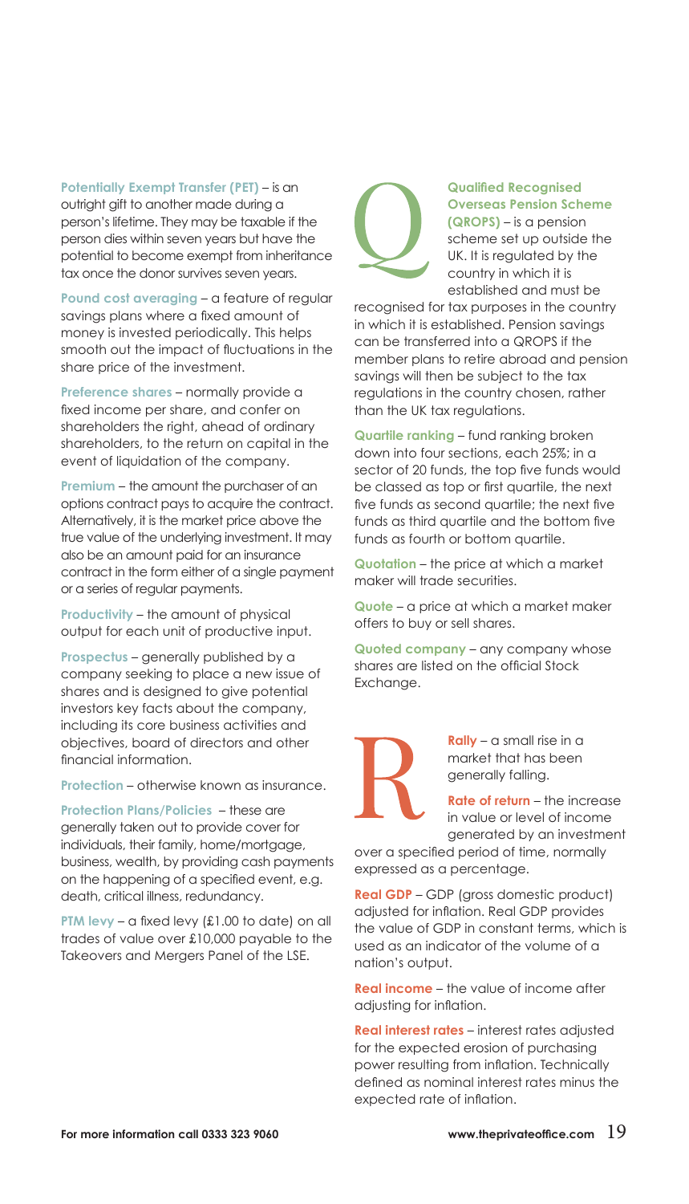**Potentially Exempt Transfer (PET)** – is an outright gift to another made during a person's lifetime. They may be taxable if the person dies within seven years but have the potential to become exempt from inheritance tax once the donor survives seven years.

**Pound cost averaging** – a feature of regular savings plans where a fixed amount of money is invested periodically. This helps smooth out the impact of fluctuations in the share price of the investment.

**Preference shares** – normally provide a fixed income per share, and confer on shareholders the right, ahead of ordinary shareholders, to the return on capital in the event of liquidation of the company.

**Premium** – the amount the purchaser of an options contract pays to acquire the contract. Alternatively, it is the market price above the true value of the underlying investment. It may also be an amount paid for an insurance contract in the form either of a single payment or a series of regular payments.

**Productivity** – the amount of physical output for each unit of productive input.

**Prospectus** – generally published by a company seeking to place a new issue of shares and is designed to give potential investors key facts about the company, including its core business activities and objectives, board of directors and other financial information.

**Protection** – otherwise known as insurance.

**Protection Plans/Policies** – these are generally taken out to provide cover for individuals, their family, home/mortgage, business, wealth, by providing cash payments on the happening of a specified event, e.g. death, critical illness, redundancy.

**PTM levy** – a fixed levy (£1.00 to date) on all trades of value over £10,000 payable to the Takeovers and Mergers Panel of the LSE.

## Q

**Qualified Recognised Overseas Pension Scheme (QROPS)** – is a pension scheme set up outside the UK. It is regulated by the country in which it is established and must be recognised for tax purposes in the country in which it is established. Pension savings can be transferred into a QROPS if the member plans to retire abroad and pension savings will then be subject to the tax regulations in the country chosen, rather than the UK tax regulations.

**Quartile ranking** – fund ranking broken down into four sections, each 25%; in a sector of 20 funds, the top five funds would be classed as top or first quartile, the next five funds as second quartile; the next five funds as third quartile and the bottom five funds as fourth or bottom quartile.

**Quotation** – the price at which a market maker will trade securities.

**Quote** – a price at which a market maker offers to buy or sell shares.

**Quoted company** – any company whose shares are listed on the official Stock Exchange.

## R

**Rally** – a small rise in a market that has been generally falling.

**Rate of return** – the increase in value or level of income generated by an investment over a specified period of time, normally expressed as a percentage.

**Real GDP** – GDP (gross domestic product) adjusted for inflation. Real GDP provides the value of GDP in constant terms, which is used as an indicator of the volume of a nation's output.

**Real income** – the value of income after adjusting for inflation.

**Real interest rates** – interest rates adjusted for the expected erosion of purchasing power resulting from inflation. Technically defined as nominal interest rates minus the expected rate of inflation.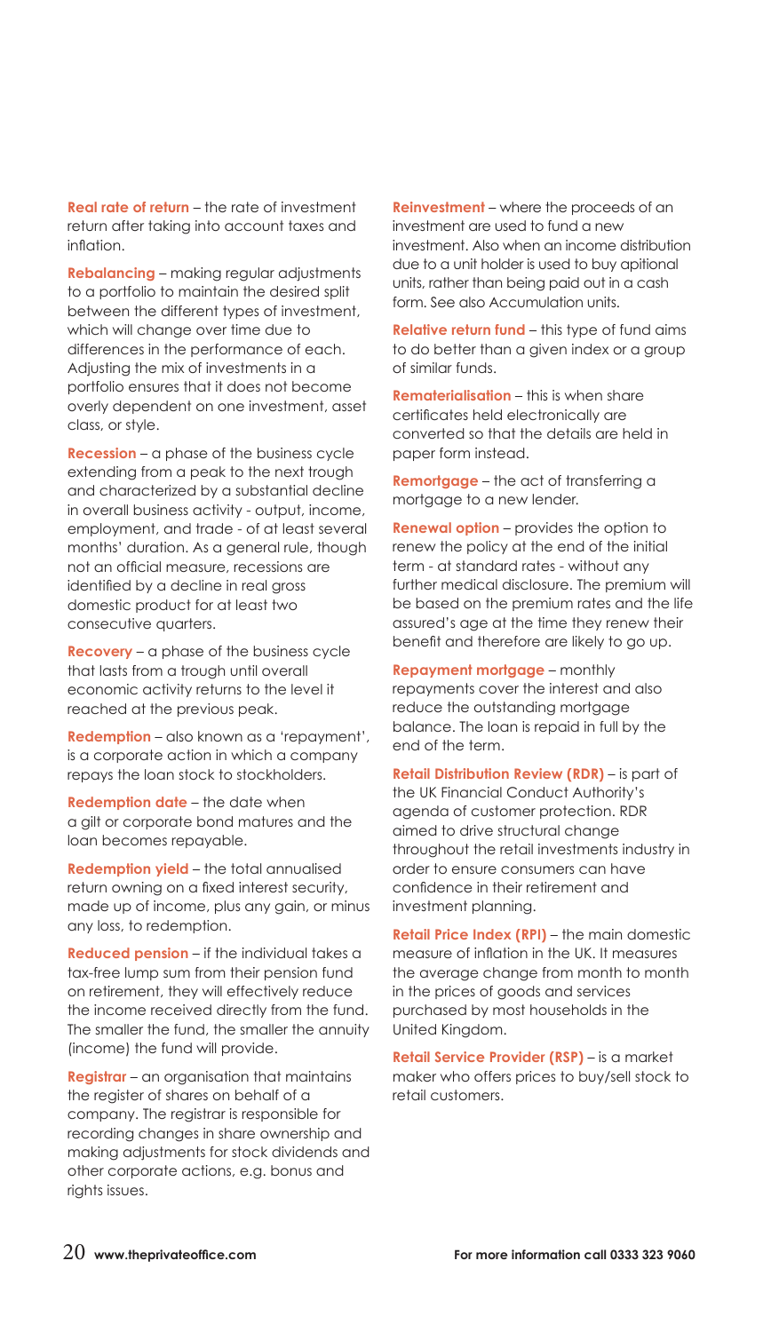**Real rate of return** – the rate of investment return after taking into account taxes and inflation.

**Rebalancing** – making regular adjustments to a portfolio to maintain the desired split between the different types of investment, which will change over time due to differences in the performance of each. Adjusting the mix of investments in a portfolio ensures that it does not become overly dependent on one investment, asset class, or style.

**Recession** – a phase of the business cycle extending from a peak to the next trough and characterized by a substantial decline in overall business activity - output, income, employment, and trade - of at least several months' duration. As a general rule, though not an official measure, recessions are identified by a decline in real gross domestic product for at least two consecutive quarters.

**Recovery** – a phase of the business cycle that lasts from a trough until overall economic activity returns to the level it reached at the previous peak.

**Redemption** – also known as a 'repayment', is a corporate action in which a company repays the loan stock to stockholders.

**Redemption date** – the date when a gilt or corporate bond matures and the loan becomes repayable.

**Redemption yield** – the total annualised return owning on a fixed interest security, made up of income, plus any gain, or minus any loss, to redemption.

**Reduced pension** – if the individual takes a tax-free lump sum from their pension fund on retirement, they will effectively reduce the income received directly from the fund. The smaller the fund, the smaller the annuity (income) the fund will provide.

**Registrar** – an organisation that maintains the register of shares on behalf of a company. The registrar is responsible for recording changes in share ownership and making adjustments for stock dividends and other corporate actions, e.g. bonus and rights issues.

**Reinvestment** – where the proceeds of an investment are used to fund a new investment. Also when an income distribution due to a unit holder is used to buy apitional units, rather than being paid out in a cash form. See also Accumulation units.

**Relative return fund** – this type of fund aims to do better than a given index or a group of similar funds.

**Rematerialisation** – this is when share certificates held electronically are converted so that the details are held in paper form instead.

**Remortgage** – the act of transferring a mortgage to a new lender.

**Renewal option** – provides the option to renew the policy at the end of the initial term - at standard rates - without any further medical disclosure. The premium will be based on the premium rates and the life assured's age at the time they renew their benefit and therefore are likely to go up.

**Repayment mortgage** – monthly repayments cover the interest and also reduce the outstanding mortgage balance. The loan is repaid in full by the end of the term.

**Retail Distribution Review (RDR)** – is part of the UK Financial Conduct Authority's agenda of customer protection. RDR aimed to drive structural change throughout the retail investments industry in order to ensure consumers can have confidence in their retirement and investment planning.

**Retail Price Index (RPI)** – the main domestic measure of inflation in the UK. It measures the average change from month to month in the prices of goods and services purchased by most households in the United Kingdom.

**Retail Service Provider (RSP)** – is a market maker who offers prices to buy/sell stock to retail customers.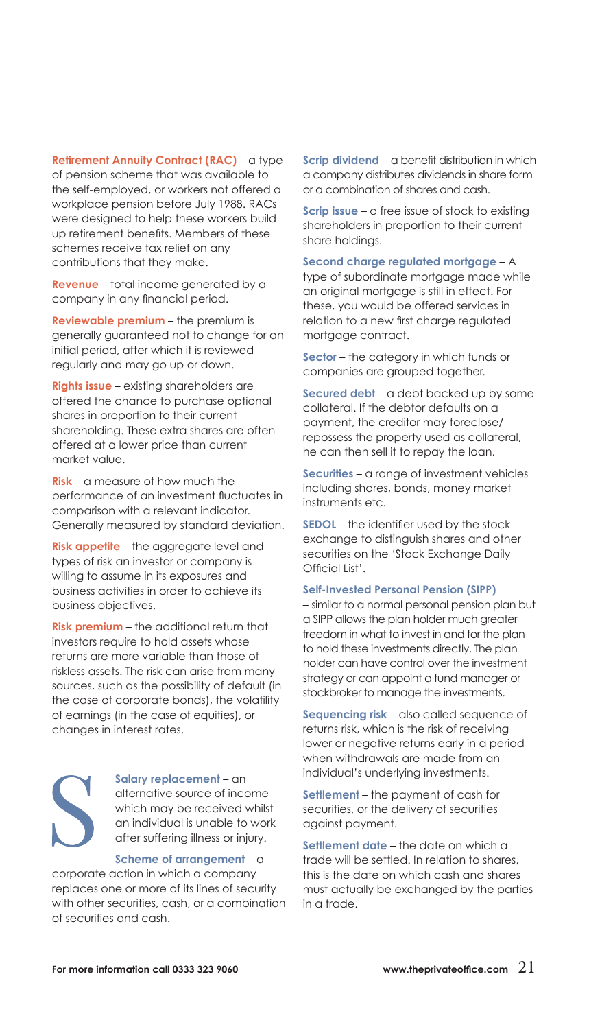**Retirement Annuity Contract (RAC)** – a type of pension scheme that was available to the self-employed, or workers not offered a workplace pension before July 1988. RACs were designed to help these workers build up retirement benefits. Members of these schemes receive tax relief on any contributions that they make.

**Revenue** – total income generated by a company in any financial period.

**Reviewable premium** – the premium is generally guaranteed not to change for an initial period, after which it is reviewed regularly and may go up or down.

**Rights issue** – existing shareholders are offered the chance to purchase optional shares in proportion to their current shareholding. These extra shares are often offered at a lower price than current market value.

**Risk** – a measure of how much the performance of an investment fluctuates in comparison with a relevant indicator. Generally measured by standard deviation.

**Risk appetite** – the aggregate level and types of risk an investor or company is willing to assume in its exposures and business activities in order to achieve its business objectives.

**Risk premium** – the additional return that investors require to hold assets whose returns are more variable than those of riskless assets. The risk can arise from many sources, such as the possibility of default (in the case of corporate bonds), the volatility of earnings (in the case of equities), or changes in interest rates.

# S

**Salary replacement** – an alternative source of income which may be received whilst an individual is unable to work after suffering illness or injury.

**Scheme of arrangement** – a corporate action in which a company replaces one or more of its lines of security with other securities, cash, or a combination of securities and cash.

**Scrip dividend** – a benefit distribution in which a company distributes dividends in share form or a combination of shares and cash.

**Scrip issue** – a free issue of stock to existing shareholders in proportion to their current share holdings.

**Second charge regulated mortgage** – A type of subordinate mortgage made while an original mortgage is still in effect. For these, you would be offered services in relation to a new first charge regulated mortgage contract.

**Sector** – the category in which funds or companies are grouped together.

**Secured debt** – a debt backed up by some collateral. If the debtor defaults on a payment, the creditor may foreclose/ repossess the property used as collateral, he can then sell it to repay the loan.

**Securities** – a range of investment vehicles including shares, bonds, money market instruments etc.

**SEDOL** – the identifier used by the stock exchange to distinguish shares and other securities on the 'Stock Exchange Daily Official List'.

**Self-Invested Personal Pension (SIPP)** – similar to a normal personal pension plan but a SIPP allows the plan holder much greater freedom in what to invest in and for the plan to hold these investments directly. The plan holder can have control over the investment strategy or can appoint a fund manager or stockbroker to manage the investments.

**Sequencing risk** – also called sequence of returns risk, which is the risk of receiving lower or negative returns early in a period when withdrawals are made from an individual's underlying investments.

**Settlement** – the payment of cash for securities, or the delivery of securities against payment.

**Settlement date** – the date on which a trade will be settled. In relation to shares, this is the date on which cash and shares must actually be exchanged by the parties in a trade.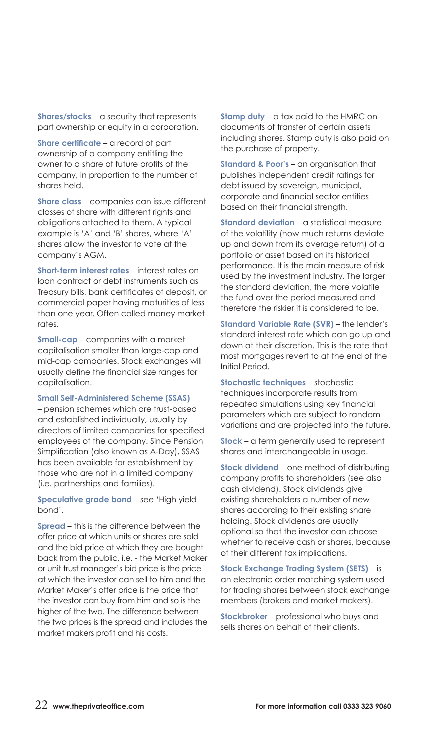**Shares/stocks** – a security that represents part ownership or equity in a corporation.

**Share certificate** – a record of part ownership of a company entitling the owner to a share of future profits of the company, in proportion to the number of shares held.

**Share class** – companies can issue different classes of share with different rights and obligations attached to them. A typical example is 'A' and 'B' shares, where 'A' shares allow the investor to vote at the company's AGM.

**Short-term interest rates** – interest rates on loan contract or debt instruments such as Treasury bills, bank certificates of deposit, or commercial paper having maturities of less than one year. Often called money market rates.

**Small-cap** – companies with a market capitalisation smaller than large-cap and mid-cap companies. Stock exchanges will usually define the financial size ranges for capitalisation.

**Small Self-Administered Scheme (SSAS)** – pension schemes which are trust-based and established individually, usually by directors of limited companies for specified employees of the company. Since Pension Simplification (also known as A-Day), SSAS has been available for establishment by those who are not in a limited company (i.e. partnerships and families).

**Speculative grade bond** – see 'High yield bond'.

**Spread** – this is the difference between the offer price at which units or shares are sold and the bid price at which they are bought back from the public, i.e. - the Market Maker or unit trust manager's bid price is the price at which the investor can sell to him and the Market Maker's offer price is the price that the investor can buy from him and so is the higher of the two. The difference between the two prices is the spread and includes the market makers profit and his costs.

**Stamp duty** – a tax paid to the HMRC on documents of transfer of certain assets including shares. Stamp duty is also paid on the purchase of property.

**Standard & Poor's** – an organisation that publishes independent credit ratings for debt issued by sovereign, municipal, corporate and financial sector entities based on their financial strength.

**Standard deviation** – a statistical measure of the volatility (how much returns deviate up and down from its average return) of a portfolio or asset based on its historical performance. It is the main measure of risk used by the investment industry. The larger the standard deviation, the more volatile the fund over the period measured and therefore the riskier it is considered to be.

**Standard Variable Rate (SVR)** – the lender's standard interest rate which can go up and down at their discretion. This is the rate that most mortgages revert to at the end of the Initial Period.

**Stochastic techniques** – stochastic techniques incorporate results from repeated simulations using key financial parameters which are subject to random variations and are projected into the future.

**Stock** – a term generally used to represent shares and interchangeable in usage.

**Stock dividend** – one method of distributing company profits to shareholders (see also cash dividend). Stock dividends give existing shareholders a number of new shares according to their existing share holding. Stock dividends are usually optional so that the investor can choose whether to receive cash or shares, because of their different tax implications.

**Stock Exchange Trading System (SETS)** – is an electronic order matching system used for trading shares between stock exchange members (brokers and market makers).

**Stockbroker** – professional who buys and sells shares on behalf of their clients.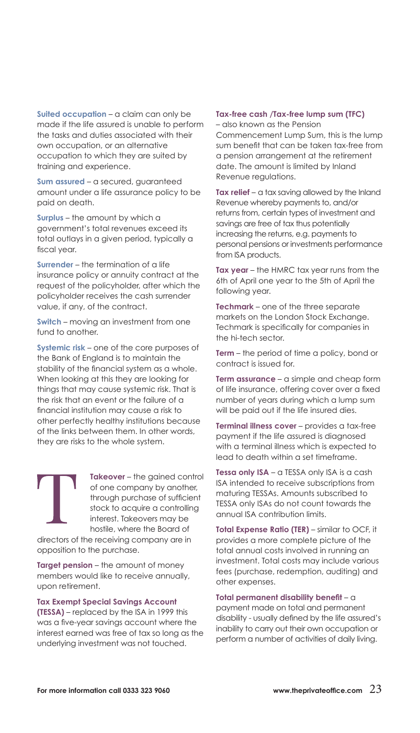**Suited occupation** – a claim can only be made if the life assured is unable to perform the tasks and duties associated with their own occupation, or an alternative occupation to which they are suited by training and experience.

**Sum assured** – a secured, guaranteed amount under a life assurance policy to be paid on death.

**Surplus** – the amount by which a government's total revenues exceed its total outlays in a given period, typically a fiscal year.

**Surrender** – the termination of a life insurance policy or annuity contract at the request of the policyholder, after which the policyholder receives the cash surrender value, if any, of the contract.

**Switch** – moving an investment from one fund to another.

**Systemic risk** – one of the core purposes of the Bank of England is to maintain the stability of the financial system as a whole. When looking at this they are looking for things that may cause systemic risk. That is the risk that an event or the failure of a financial institution may cause a risk to other perfectly healthy institutions because of the links between them. In other words, they are risks to the whole system.

# T

**Takeover** – the gained control of one company by another, through purchase of sufficient stock to acquire a controlling interest. Takeovers may be hostile, where the Board of directors of the receiving company are in opposition to the purchase.

**Target pension** – the amount of money members would like to receive annually, upon retirement.

**Tax Exempt Special Savings Account (TESSA)** – replaced by the ISA in 1999 this was a five-year savings account where the interest earned was free of tax so long as the underlying investment was not touched.

**Tax-free cash /Tax-free lump sum (TFC)** – also known as the Pension Commencement Lump Sum, this is the lump sum benefit that can be taken tax-free from a pension arrangement at the retirement date. The amount is limited by Inland Revenue regulations.

**Tax relief** – a tax saving allowed by the Inland Revenue whereby payments to, and/or returns from, certain types of investment and savings are free of tax thus potentially increasing the returns, e.g. payments to personal pensions or investments performance from ISA products.

**Tax year** – the HMRC tax year runs from the 6th of April one year to the 5th of April the following year.

**Techmark** – one of the three separate markets on the London Stock Exchange. Techmark is specifically for companies in the hi-tech sector.

**Term** – the period of time a policy, bond or contract is issued for.

**Term assurance** – a simple and cheap form of life insurance, offering cover over a fixed number of years during which a lump sum will be paid out if the life insured dies.

**Terminal illness cover** – provides a tax-free payment if the life assured is diagnosed with a terminal illness which is expected to lead to death within a set timeframe.

**Tessa only ISA** – a TESSA only ISA is a cash ISA intended to receive subscriptions from maturing TESSAs. Amounts subscribed to TESSA only ISAs do not count towards the annual ISA contribution limits.

**Total Expense Ratio (TER)** – similar to OCF, it provides a more complete picture of the total annual costs involved in running an investment. Total costs may include various fees (purchase, redemption, auditing) and other expenses.

**Total permanent disability benefit** – a payment made on total and permanent disability - usually defined by the life assured's inability to carry out their own occupation or perform a number of activities of daily living.

For more information call 0333 323 9060 www.theprivateoffice.com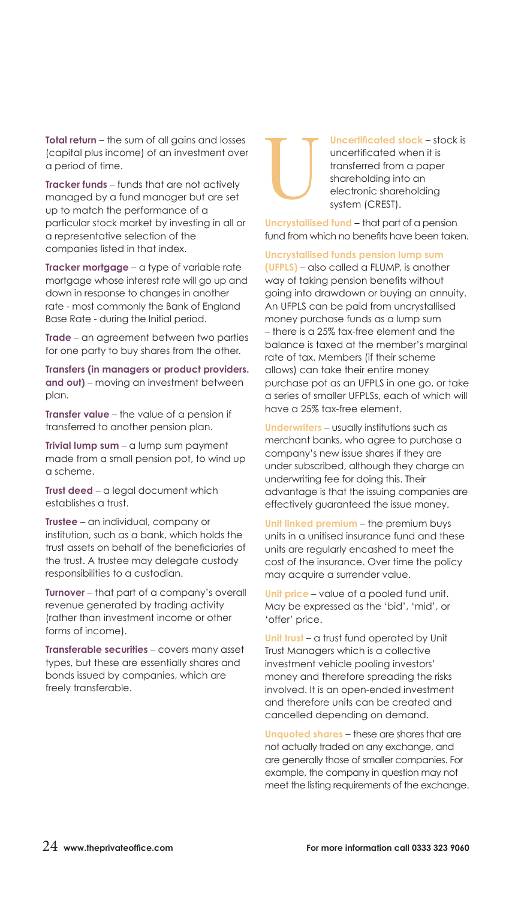**Total return** – the sum of all gains and losses (capital plus income) of an investment over a period of time.

**Tracker funds** – funds that are not actively managed by a fund manager but are set up to match the performance of a particular stock market by investing in all or a representative selection of the companies listed in that index.

**Tracker mortgage** – a type of variable rate mortgage whose interest rate will go up and down in response to changes in another rate - most commonly the Bank of England Base Rate - during the Initial period.

**Trade** – an agreement between two parties for one party to buy shares from the other.

**Transfers (in managers or product providers. and out)** – moving an investment between plan.

**Transfer value** – the value of a pension if transferred to another pension plan.

**Trivial lump sum** – a lump sum payment made from a small pension pot, to wind up a scheme.

**Trust deed** – a legal document which establishes a trust.

**Trustee** – an individual, company or institution, such as a bank, which holds the trust assets on behalf of the beneficiaries of the trust. A trustee may delegate custody responsibilities to a custodian.

**Turnover** – that part of a company's overall revenue generated by trading activity (rather than investment income or other forms of income).

**Transferable securities** – covers many asset types, but these are essentially shares and bonds issued by companies, which are freely transferable.

# U

**Uncertificated stock** – stock is uncertificated when it is transferred from a paper shareholding into an electronic shareholding system (CREST).

**Uncrystallised fund** – that part of a pension fund from which no benefits have been taken.

**Uncrystallised funds pension lump sum (UFPLS)** – also called a FLUMP, is another way of taking pension benefits without going into drawdown or buying an annuity. An UFPLS can be paid from uncrystallised money purchase funds as a lump sum – there is a 25% tax-free element and the balance is taxed at the member's marginal rate of tax. Members (if their scheme allows) can take their entire money purchase pot as an UFPLS in one go, or take a series of smaller UFPLSs, each of which will have a 25% tax-free element.

**Underwriters** – usually institutions such as merchant banks, who agree to purchase a company's new issue shares if they are under subscribed, although they charge an underwriting fee for doing this. Their advantage is that the issuing companies are effectively guaranteed the issue money.

**Unit linked premium** – the premium buys units in a unitised insurance fund and these units are regularly encashed to meet the cost of the insurance. Over time the policy may acquire a surrender value.

**Unit price** – value of a pooled fund unit. May be expressed as the 'bid', 'mid', or 'offer' price.

**Unit trust** – a trust fund operated by Unit Trust Managers which is a collective investment vehicle pooling investors' money and therefore spreading the risks involved. It is an open-ended investment and therefore units can be created and cancelled depending on demand.

**Unquoted shares** – these are shares that are not actually traded on any exchange, and are generally those of smaller companies. For example, the company in question may not meet the listing requirements of the exchange.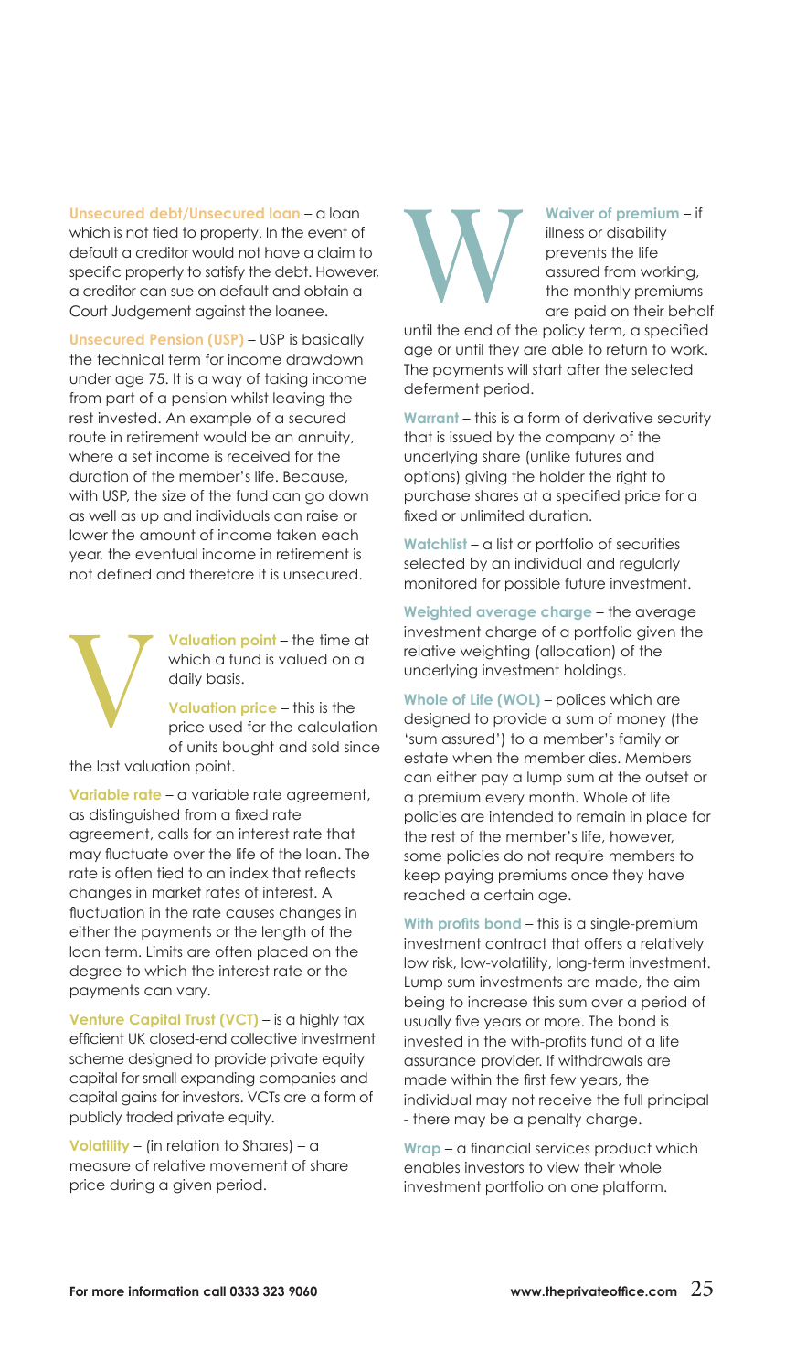**Unsecured debt/Unsecured loan** – a loan which is not tied to property. In the event of default a creditor would not have a claim to specific property to satisfy the debt. However, a creditor can sue on default and obtain a Court Judgement against the loanee.

**Unsecured Pension (USP)** – USP is basically the technical term for income drawdown under age 75. It is a way of taking income from part of a pension whilst leaving the rest invested. An example of a secured route in retirement would be an annuity, where a set income is received for the duration of the member's life. Because, with USP, the size of the fund can go down as well as up and individuals can raise or lower the amount of income taken each year, the eventual income in retirement is not defined and therefore it is unsecured.

# V

**Valuation point** – the time at which a fund is valued on a daily basis.

**Valuation price** – this is the price used for the calculation of units bought and sold since the last valuation point.

**Variable rate** – a variable rate agreement, as distinguished from a fixed rate agreement, calls for an interest rate that may fluctuate over the life of the loan. The rate is often tied to an index that reflects changes in market rates of interest. A fluctuation in the rate causes changes in either the payments or the length of the loan term. Limits are often placed on the degree to which the interest rate or the payments can vary.

**Venture Capital Trust (VCT)** – is a highly tax efficient UK closed-end collective investment scheme designed to provide private equity capital for small expanding companies and capital gains for investors. VCTs are a form of publicly traded private equity.

**Volatility** – (in relation to Shares) – a measure of relative movement of share price during a given period.

# W

**Waiver of premium** – if illness or disability prevents the life assured from working, the monthly premiums are paid on their behalf until the end of the policy term, a specified age or until they are able to return to work. The payments will start after the selected deferment period.

**Warrant** – this is a form of derivative security that is issued by the company of the underlying share (unlike futures and options) giving the holder the right to purchase shares at a specified price for a fixed or unlimited duration.

**Watchlist** – a list or portfolio of securities selected by an individual and regularly monitored for possible future investment.

**Weighted average charge** – the average investment charge of a portfolio given the relative weighting (allocation) of the underlying investment holdings.

**Whole of Life (WOL)** – polices which are designed to provide a sum of money (the 'sum assured') to a member's family or estate when the member dies. Members can either pay a lump sum at the outset or a premium every month. Whole of life policies are intended to remain in place for the rest of the member's life, however, some policies do not require members to keep paying premiums once they have reached a certain age.

**With profits bond** – this is a single-premium investment contract that offers a relatively low risk, low-volatility, long-term investment. Lump sum investments are made, the aim being to increase this sum over a period of usually five years or more. The bond is invested in the with-profits fund of a life assurance provider. If withdrawals are made within the first few years, the individual may not receive the full principal - there may be a penalty charge.

**Wrap** – a financial services product which enables investors to view their whole investment portfolio on one platform.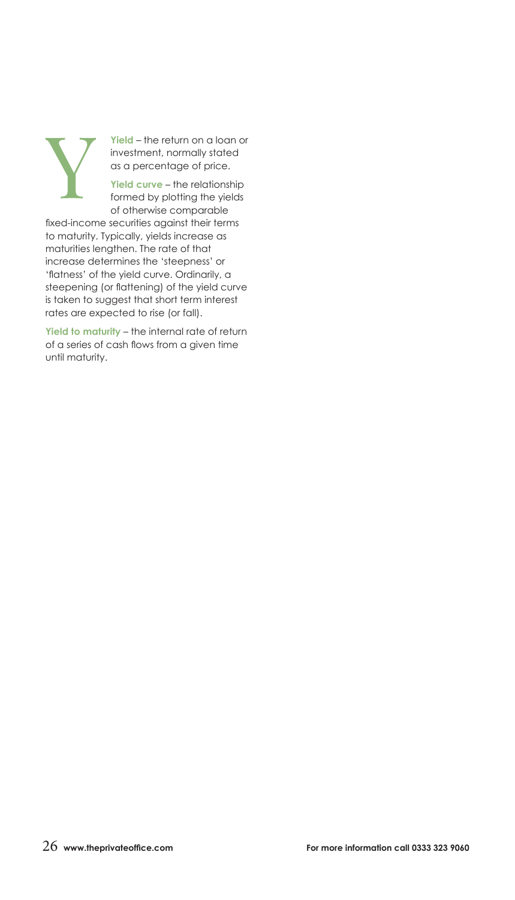# Y

**Yield** – the return on a loan or investment, normally stated as a percentage of price.

**Yield curve** – the relationship formed by plotting the yields of otherwise comparable fixed-income securities against their terms to maturity. Typically, yields increase as maturities lengthen. The rate of that increase determines the 'steepness' or 'flatness' of the yield curve. Ordinarily, a steepening (or flattening) of the yield curve is taken to suggest that short term interest rates are expected to rise (or fall).

**Yield to maturity** – the internal rate of return of a series of cash flows from a given time until maturity.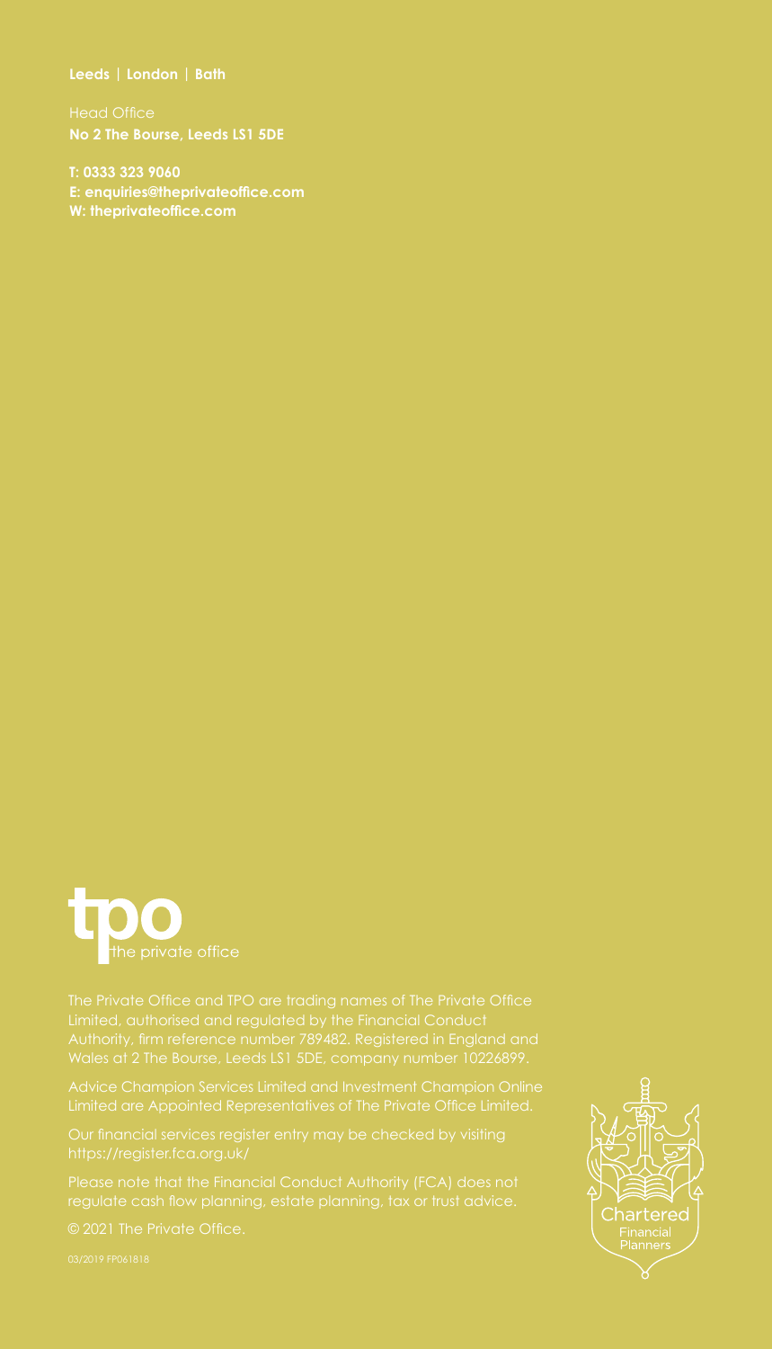**Leeds | London | Bath**

Head Office
**No 2 The Bourse, Leeds LS1 5DE**

**T: 0333 323 9060**
**E: enquiries@theprivateoffice.com**
**W: theprivateoffice.com**

tpo
the private office

The Private Office and TPO are trading names of The Private Office Limited, authorised and regulated by the Financial Conduct Authority, firm reference number 789482. Registered in England and Wales at 2 The Bourse, Leeds LS1 5DE, company number 10226899.

Advice Champion Services Limited and Investment Champion Online Limited are Appointed Representatives of The Private Office Limited.

Our financial services register entry may be checked by visiting https://register.fca.org.uk/

Please note that the Financial Conduct Authority (FCA) does not regulate cash flow planning, estate planning, tax or trust advice.

© 2021 The Private Office.

03/2019 FP061818

Chartered
Financial
Planners